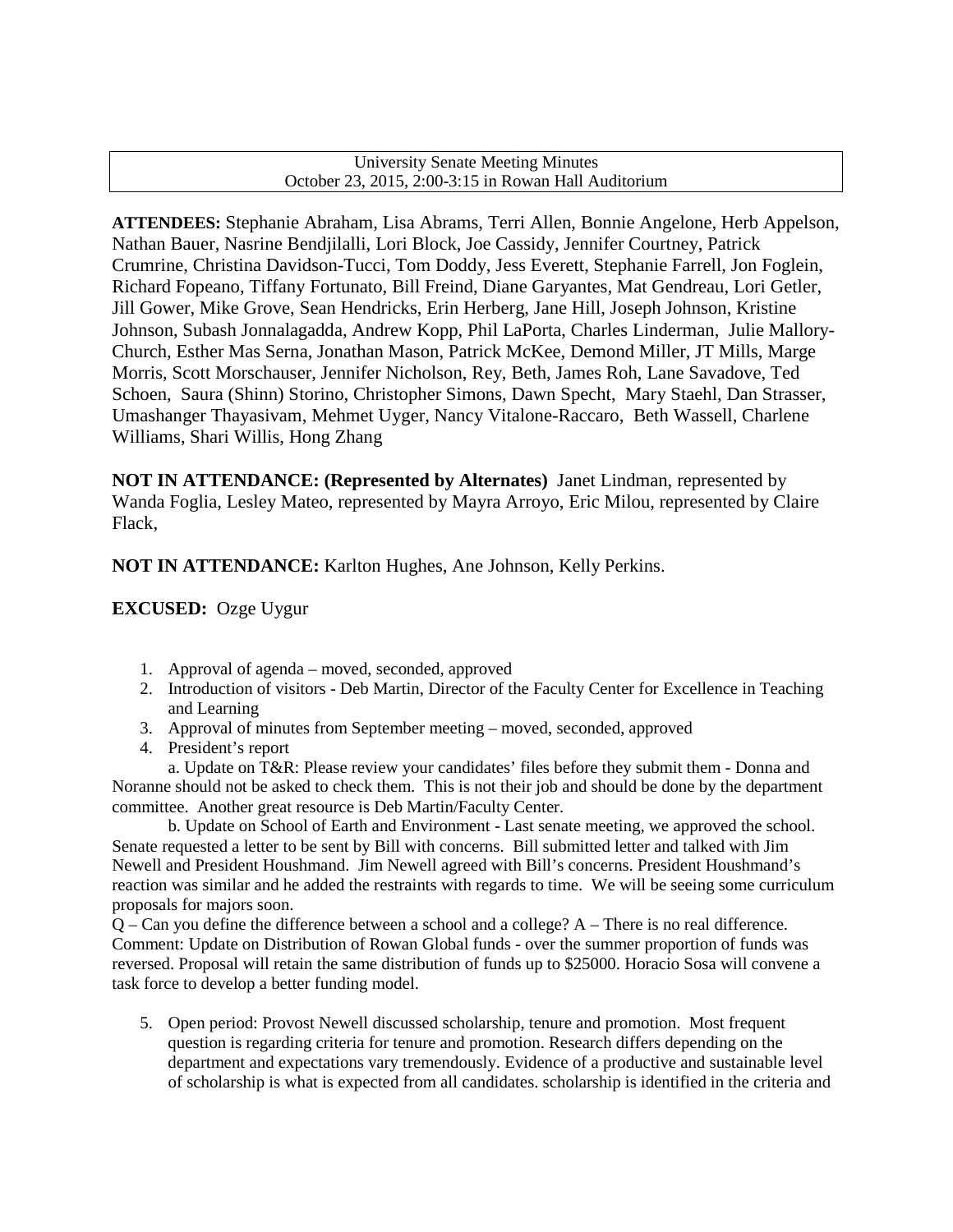University Senate Meeting Minutes
October 23, 2015, 2:00-3:15 in Rowan Hall Auditorium

**ATTENDEES:** Stephanie Abraham, Lisa Abrams, Terri Allen, Bonnie Angelone, Herb Appelson, Nathan Bauer, Nasrine Bendjilalli, Lori Block, Joe Cassidy, Jennifer Courtney, Patrick Crumrine, Christina Davidson-Tucci, Tom Doddy, Jess Everett, Stephanie Farrell, Jon Foglein, Richard Fopeano, Tiffany Fortunato, Bill Freind, Diane Garyantes, Mat Gendreau, Lori Getler, Jill Gower, Mike Grove, Sean Hendricks, Erin Herberg, Jane Hill, Joseph Johnson, Kristine Johnson, Subash Jonnalagadda, Andrew Kopp, Phil LaPorta, Charles Linderman, Julie Mallory-Church, Esther Mas Serna, Jonathan Mason, Patrick McKee, Demond Miller, JT Mills, Marge Morris, Scott Morschauser, Jennifer Nicholson, Rey, Beth, James Roh, Lane Savadove, Ted Schoen, Saura (Shinn) Storino, Christopher Simons, Dawn Specht, Mary Staehl, Dan Strasser, Umashanger Thayasivam, Mehmet Uyger, Nancy Vitalone-Raccaro, Beth Wassell, Charlene Williams, Shari Willis, Hong Zhang

**NOT IN ATTENDANCE: (Represented by Alternates)** Janet Lindman, represented by Wanda Foglia, Lesley Mateo, represented by Mayra Arroyo, Eric Milou, represented by Claire Flack,

**NOT IN ATTENDANCE:** Karlton Hughes, Ane Johnson, Kelly Perkins.

**EXCUSED:** Ozge Uygur

1. Approval of agenda – moved, seconded, approved
2. Introduction of visitors - Deb Martin, Director of the Faculty Center for Excellence in Teaching and Learning
3. Approval of minutes from September meeting – moved, seconded, approved
4. President's report

a. Update on T&R: Please review your candidates' files before they submit them - Donna and Noranne should not be asked to check them. This is not their job and should be done by the department committee. Another great resource is Deb Martin/Faculty Center.

b. Update on School of Earth and Environment - Last senate meeting, we approved the school. Senate requested a letter to be sent by Bill with concerns. Bill submitted letter and talked with Jim Newell and President Houshmand. Jim Newell agreed with Bill's concerns. President Houshmand's reaction was similar and he added the restraints with regards to time. We will be seeing some curriculum proposals for majors soon.

Q – Can you define the difference between a school and a college? A – There is no real difference. Comment: Update on Distribution of Rowan Global funds - over the summer proportion of funds was reversed. Proposal will retain the same distribution of funds up to $25000. Horacio Sosa will convene a task force to develop a better funding model.

5. Open period: Provost Newell discussed scholarship, tenure and promotion. Most frequent question is regarding criteria for tenure and promotion. Research differs depending on the department and expectations vary tremendously. Evidence of a productive and sustainable level of scholarship is what is expected from all candidates. scholarship is identified in the criteria and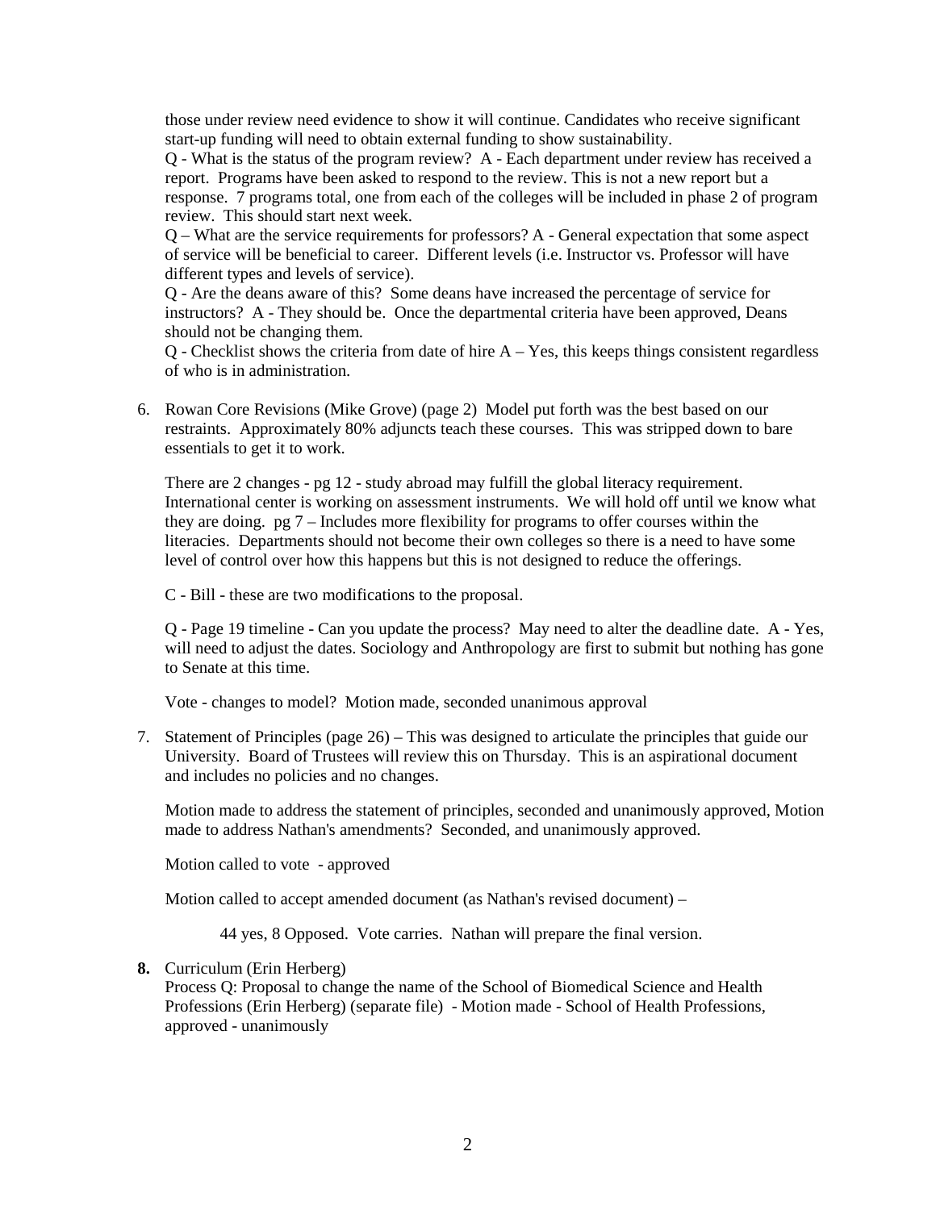those under review need evidence to show it will continue. Candidates who receive significant start-up funding will need to obtain external funding to show sustainability.
Q - What is the status of the program review? A - Each department under review has received a report. Programs have been asked to respond to the review. This is not a new report but a response. 7 programs total, one from each of the colleges will be included in phase 2 of program review. This should start next week.
Q – What are the service requirements for professors? A - General expectation that some aspect of service will be beneficial to career. Different levels (i.e. Instructor vs. Professor will have different types and levels of service).
Q - Are the deans aware of this? Some deans have increased the percentage of service for instructors? A - They should be. Once the departmental criteria have been approved, Deans should not be changing them.
Q - Checklist shows the criteria from date of hire A – Yes, this keeps things consistent regardless of who is in administration.

6. Rowan Core Revisions (Mike Grove) (page 2) Model put forth was the best based on our restraints. Approximately 80% adjuncts teach these courses. This was stripped down to bare essentials to get it to work.

   There are 2 changes - pg 12 - study abroad may fulfill the global literacy requirement. International center is working on assessment instruments. We will hold off until we know what they are doing. pg 7 – Includes more flexibility for programs to offer courses within the literacies. Departments should not become their own colleges so there is a need to have some level of control over how this happens but this is not designed to reduce the offerings.

   C - Bill - these are two modifications to the proposal.

   Q - Page 19 timeline - Can you update the process? May need to alter the deadline date. A - Yes, will need to adjust the dates. Sociology and Anthropology are first to submit but nothing has gone to Senate at this time.

   Vote - changes to model? Motion made, seconded unanimous approval

7. Statement of Principles (page 26) – This was designed to articulate the principles that guide our University. Board of Trustees will review this on Thursday. This is an aspirational document and includes no policies and no changes.

   Motion made to address the statement of principles, seconded and unanimously approved, Motion made to address Nathan's amendments? Seconded, and unanimously approved.

   Motion called to vote - approved

   Motion called to accept amended document (as Nathan's revised document) –

      44 yes, 8 Opposed. Vote carries. Nathan will prepare the final version.

**8.** Curriculum (Erin Herberg)
   Process Q: Proposal to change the name of the School of Biomedical Science and Health Professions (Erin Herberg) (separate file) - Motion made - School of Health Professions, approved - unanimously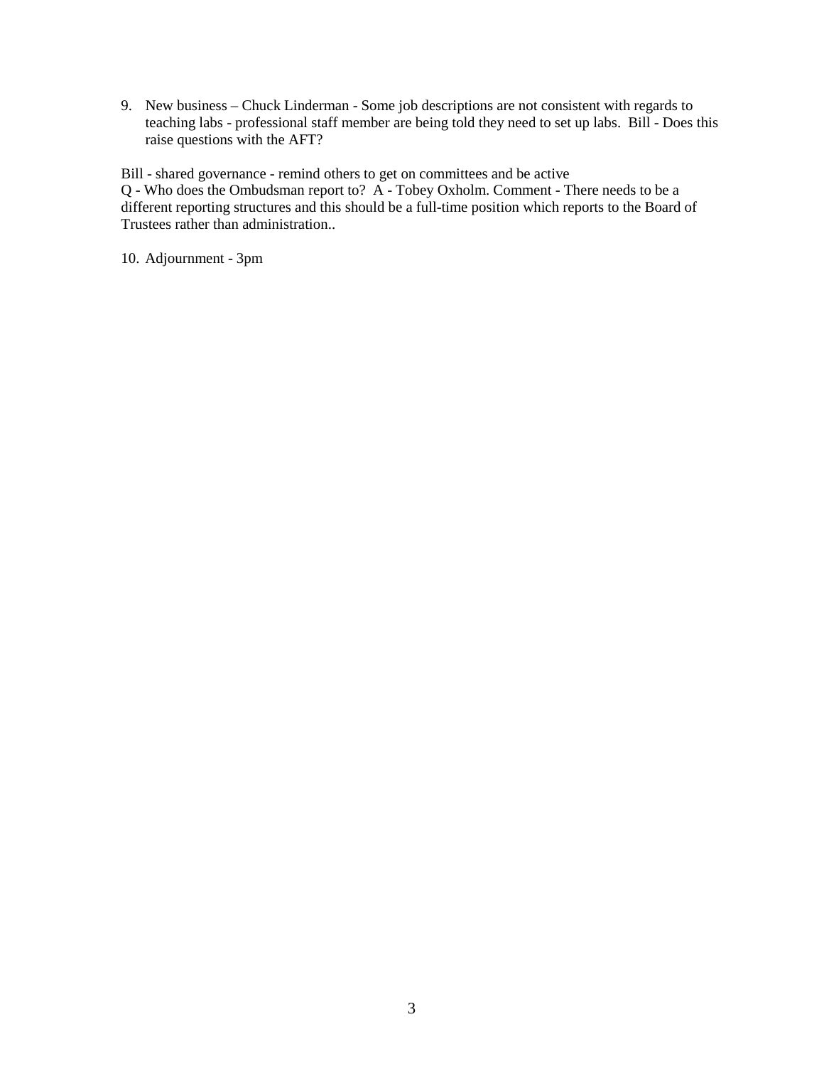9. New business – Chuck Linderman - Some job descriptions are not consistent with regards to teaching labs - professional staff member are being told they need to set up labs. Bill - Does this raise questions with the AFT?

Bill - shared governance - remind others to get on committees and be active
Q - Who does the Ombudsman report to? A - Tobey Oxholm. Comment - There needs to be a different reporting structures and this should be a full-time position which reports to the Board of Trustees rather than administration..

10. Adjournment - 3pm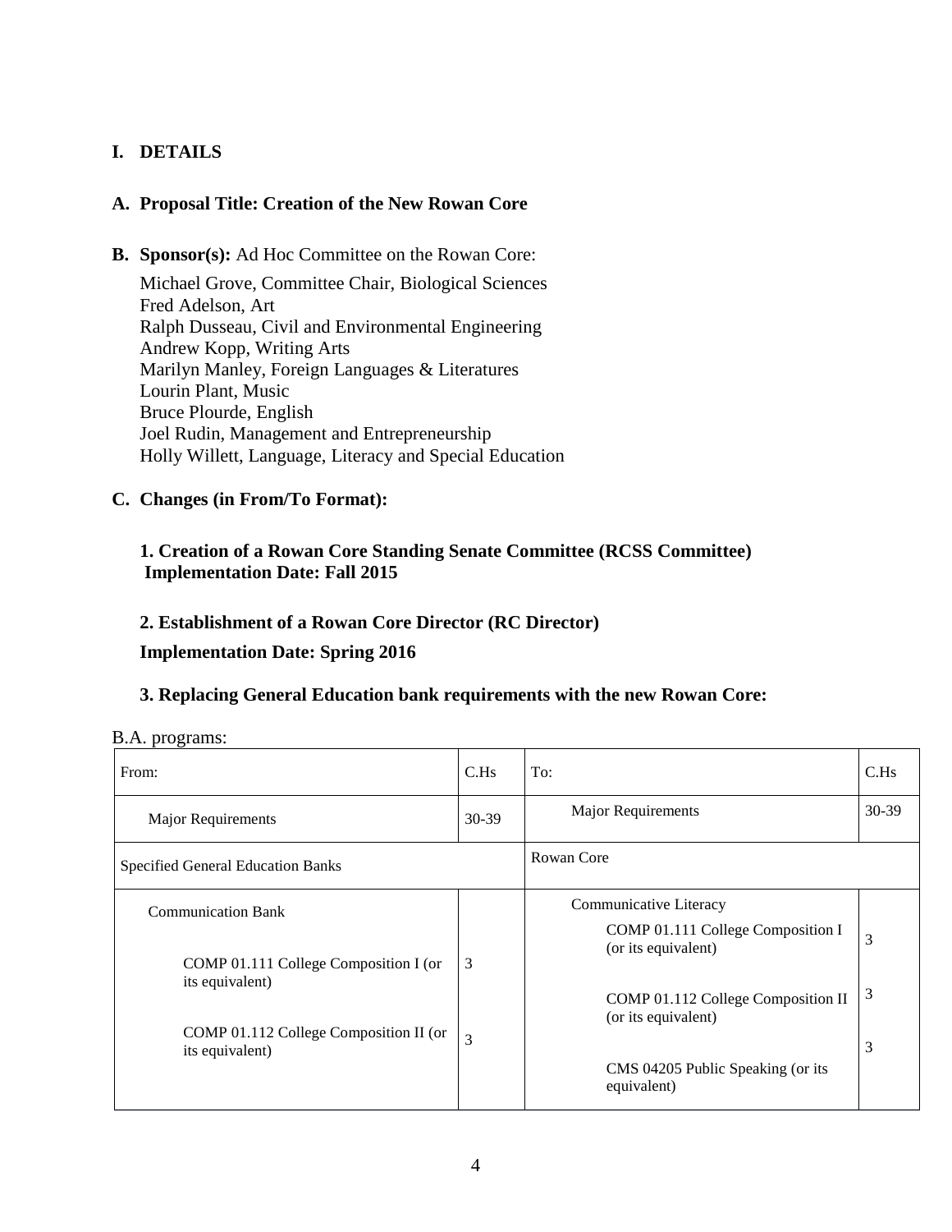## I. DETAILS

### A. Proposal Title: Creation of the New Rowan Core

**B. Sponsor(s):** Ad Hoc Committee on the Rowan Core:

Michael Grove, Committee Chair, Biological Sciences
Fred Adelson, Art
Ralph Dusseau, Civil and Environmental Engineering
Andrew Kopp, Writing Arts
Marilyn Manley, Foreign Languages & Literatures
Lourin Plant, Music
Bruce Plourde, English
Joel Rudin, Management and Entrepreneurship
Holly Willett, Language, Literacy and Special Education

### C. Changes (in From/To Format):

**1. Creation of a Rowan Core Standing Senate Committee (RCSS Committee)**
**Implementation Date: Fall 2015**

**2. Establishment of a Rowan Core Director (RC Director)**

**Implementation Date: Spring 2016**

**3. Replacing General Education bank requirements with the new Rowan Core:**

B.A. programs:

| From: | C.Hs | To: | C.Hs |
|---|---|---|---|
| Major Requirements | 30-39 | Major Requirements | 30-39 |
| Specified General Education Banks | | Rowan Core | |
| Communication Bank | | Communicative Literacy | |
| COMP 01.111 College Composition I (or its equivalent) | 3 | COMP 01.111 College Composition I (or its equivalent) | 3 |
| COMP 01.112 College Composition II (or its equivalent) | 3 | COMP 01.112 College Composition II (or its equivalent) | 3 |
| | | CMS 04205 Public Speaking (or its equivalent) | 3 |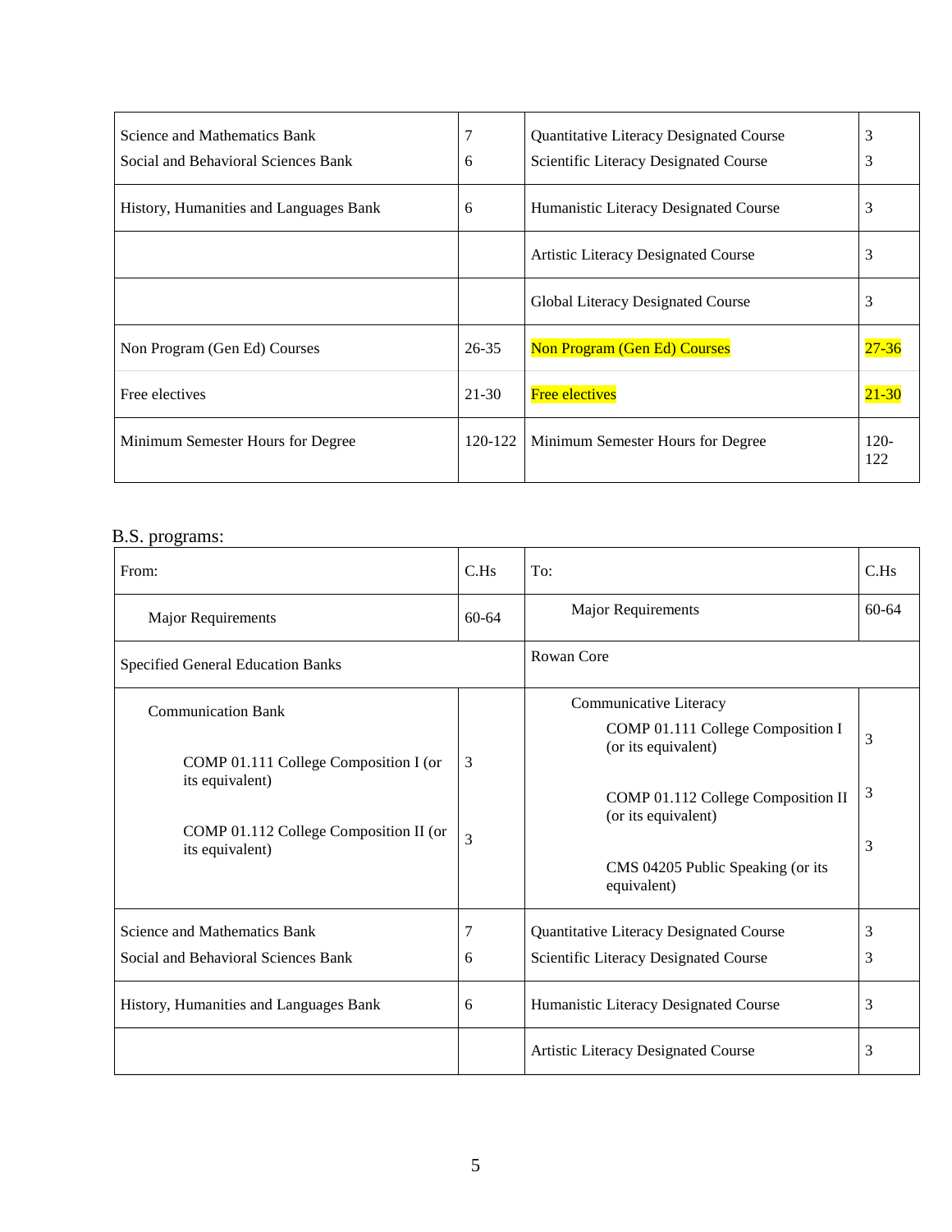| | | | |
|---|---|---|---|
| Science and Mathematics Bank<br>Social and Behavioral Sciences Bank | 7<br>6 | Quantitative Literacy Designated Course<br>Scientific Literacy Designated Course | 3<br>3 |
| History, Humanities and Languages Bank | 6 | Humanistic Literacy Designated Course | 3 |
| | | Artistic Literacy Designated Course | 3 |
| | | Global Literacy Designated Course | 3 |
| Non Program (Gen Ed) Courses | 26-35 | Non Program (Gen Ed) Courses | 27-36 |
| Free electives | 21-30 | Free electives | 21-30 |
| Minimum Semester Hours for Degree | 120-122 | Minimum Semester Hours for Degree | 120-122 |

B.S. programs:

| From: | C.Hs | To: | C.Hs |
|---|---|---|---|
| Major Requirements | 60-64 | Major Requirements | 60-64 |
| Specified General Education Banks | | Rowan Core | |
| Communication Bank<br>COMP 01.111 College Composition I (or its equivalent)<br>COMP 01.112 College Composition II (or its equivalent) | <br>3<br>3 | Communicative Literacy<br>COMP 01.111 College Composition I (or its equivalent)<br>COMP 01.112 College Composition II (or its equivalent)<br>CMS 04205 Public Speaking (or its equivalent) | <br>3<br>3<br>3 |
| Science and Mathematics Bank<br>Social and Behavioral Sciences Bank | 7<br>6 | Quantitative Literacy Designated Course<br>Scientific Literacy Designated Course | 3<br>3 |
| History, Humanities and Languages Bank | 6 | Humanistic Literacy Designated Course | 3 |
| | | Artistic Literacy Designated Course | 3 |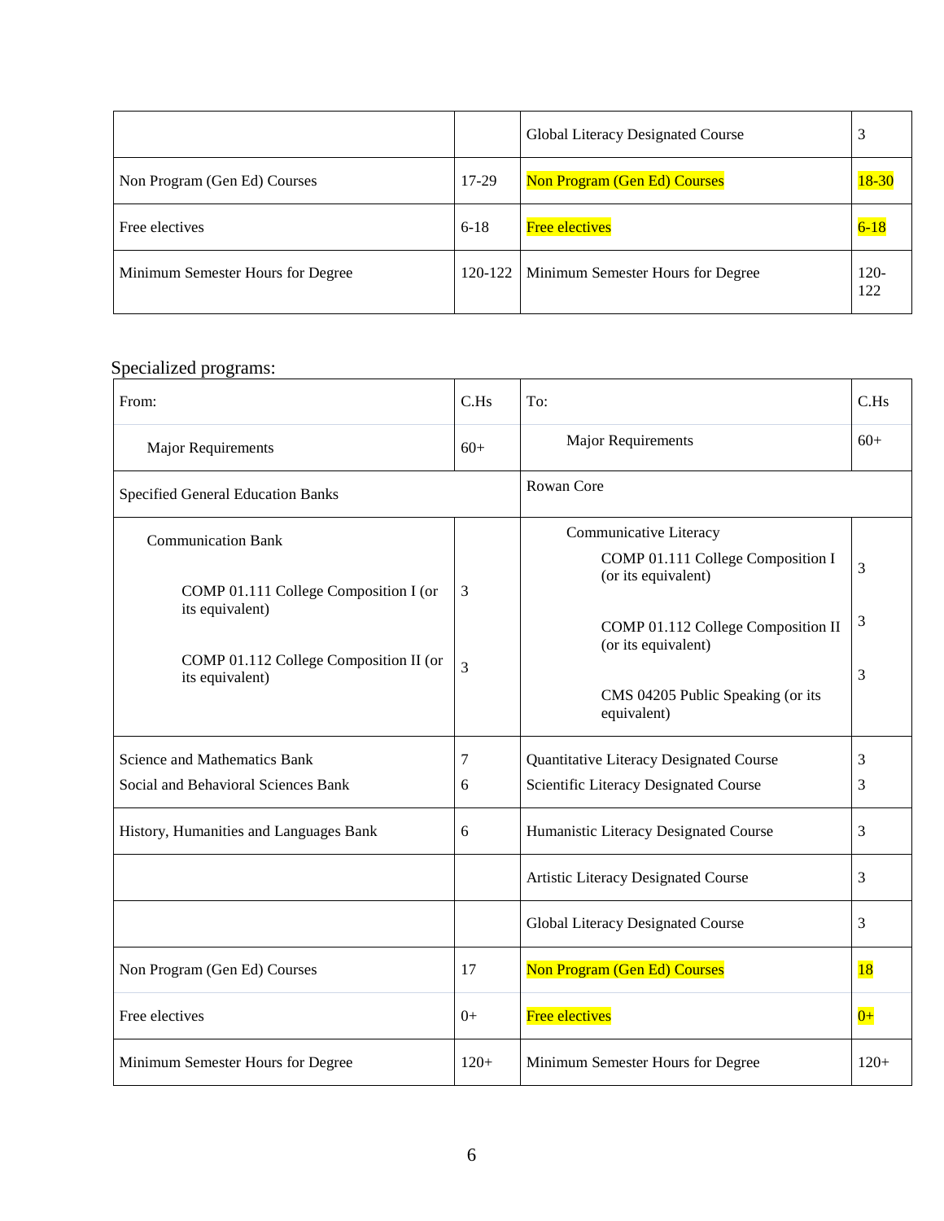| | | Global Literacy Designated Course | 3 |
|---|---|---|---|
| Non Program (Gen Ed) Courses | 17-29 | Non Program (Gen Ed) Courses | 18-30 |
| Free electives | 6-18 | Free electives | 6-18 |
| Minimum Semester Hours for Degree | 120-122 | Minimum Semester Hours for Degree | 120-122 |

Specialized programs:

| From: | C.Hs | To: | C.Hs |
|---|---|---|---|
| Major Requirements | 60+ | Major Requirements | 60+ |
| Specified General Education Banks | | Rowan Core | |
| Communication Bank<br>COMP 01.111 College Composition I (or its equivalent)<br>COMP 01.112 College Composition II (or its equivalent) | <br>3<br>3 | Communicative Literacy<br>COMP 01.111 College Composition I (or its equivalent)<br>COMP 01.112 College Composition II (or its equivalent)<br>CMS 04205 Public Speaking (or its equivalent) | <br>3<br>3<br>3 |
| Science and Mathematics Bank<br>Social and Behavioral Sciences Bank | 7<br>6 | Quantitative Literacy Designated Course<br>Scientific Literacy Designated Course | 3<br>3 |
| History, Humanities and Languages Bank | 6 | Humanistic Literacy Designated Course | 3 |
| | | Artistic Literacy Designated Course | 3 |
| | | Global Literacy Designated Course | 3 |
| Non Program (Gen Ed) Courses | 17 | Non Program (Gen Ed) Courses | 18 |
| Free electives | 0+ | Free electives | 0+ |
| Minimum Semester Hours for Degree | 120+ | Minimum Semester Hours for Degree | 120+ |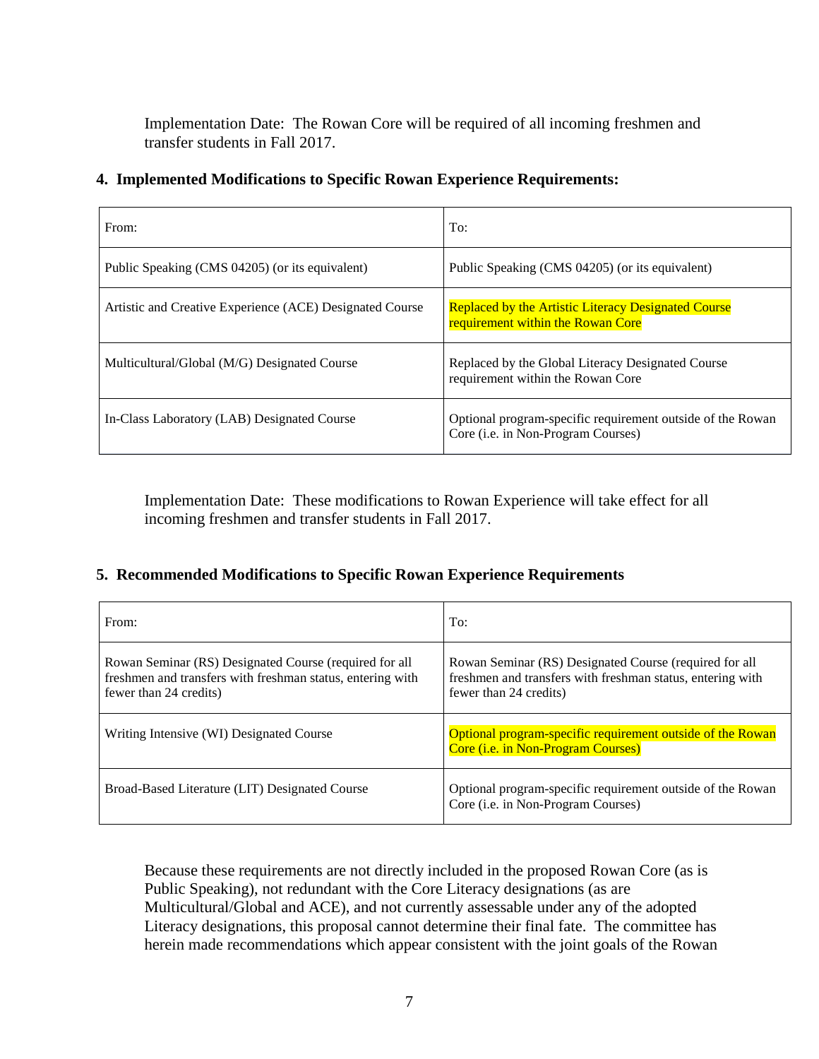Implementation Date: The Rowan Core will be required of all incoming freshmen and transfer students in Fall 2017.

**4. Implemented Modifications to Specific Rowan Experience Requirements:**

| From: | To: |
|---|---|
| Public Speaking (CMS 04205) (or its equivalent) | Public Speaking (CMS 04205) (or its equivalent) |
| Artistic and Creative Experience (ACE) Designated Course | Replaced by the Artistic Literacy Designated Course requirement within the Rowan Core |
| Multicultural/Global (M/G) Designated Course | Replaced by the Global Literacy Designated Course requirement within the Rowan Core |
| In-Class Laboratory (LAB) Designated Course | Optional program-specific requirement outside of the Rowan Core (i.e. in Non-Program Courses) |

Implementation Date: These modifications to Rowan Experience will take effect for all incoming freshmen and transfer students in Fall 2017.

**5. Recommended Modifications to Specific Rowan Experience Requirements**

| From: | To: |
|---|---|
| Rowan Seminar (RS) Designated Course (required for all freshmen and transfers with freshman status, entering with fewer than 24 credits) | Rowan Seminar (RS) Designated Course (required for all freshmen and transfers with freshman status, entering with fewer than 24 credits) |
| Writing Intensive (WI) Designated Course | Optional program-specific requirement outside of the Rowan Core (i.e. in Non-Program Courses) |
| Broad-Based Literature (LIT) Designated Course | Optional program-specific requirement outside of the Rowan Core (i.e. in Non-Program Courses) |

Because these requirements are not directly included in the proposed Rowan Core (as is Public Speaking), not redundant with the Core Literacy designations (as are Multicultural/Global and ACE), and not currently assessable under any of the adopted Literacy designations, this proposal cannot determine their final fate. The committee has herein made recommendations which appear consistent with the joint goals of the Rowan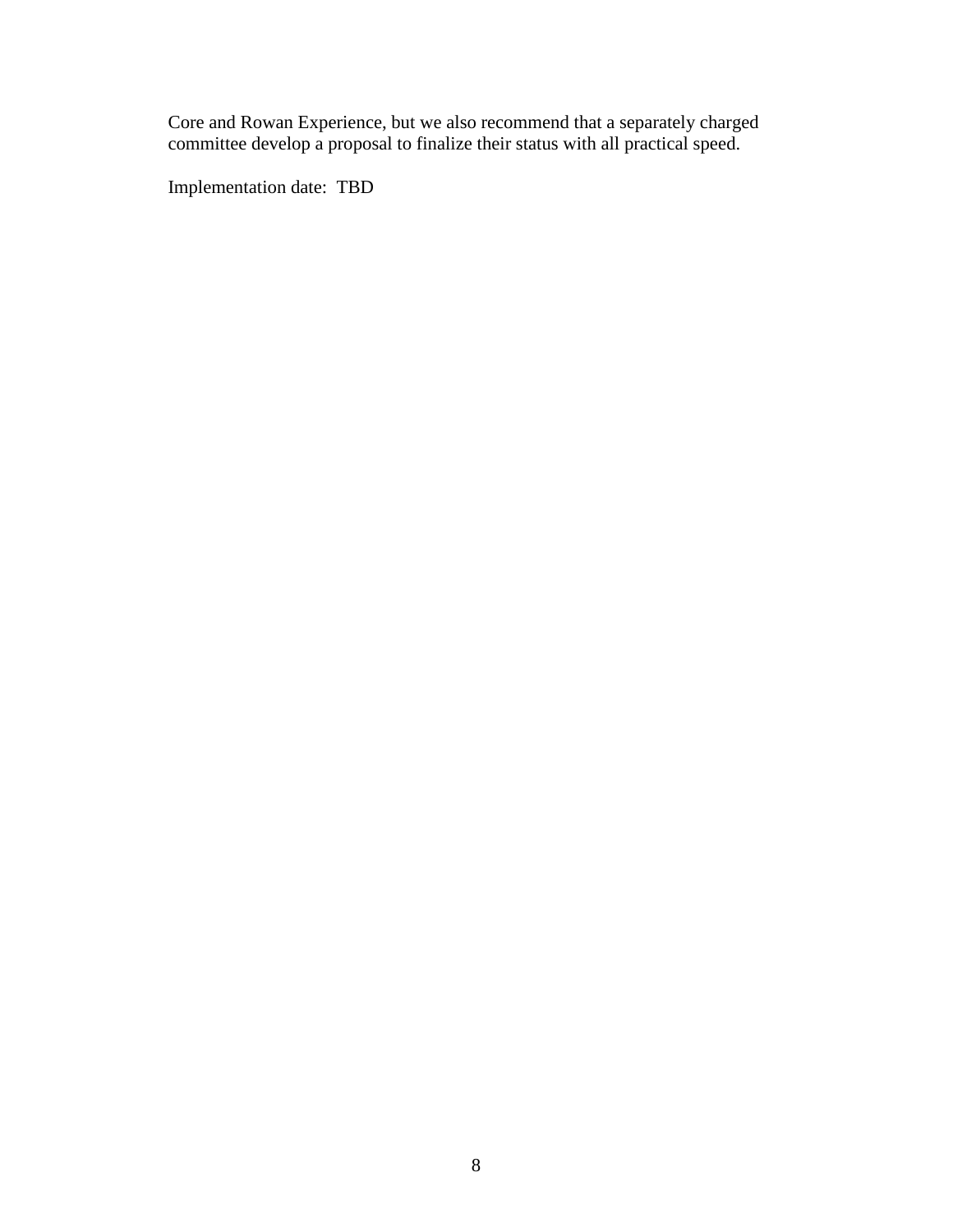Core and Rowan Experience, but we also recommend that a separately charged committee develop a proposal to finalize their status with all practical speed.

Implementation date: TBD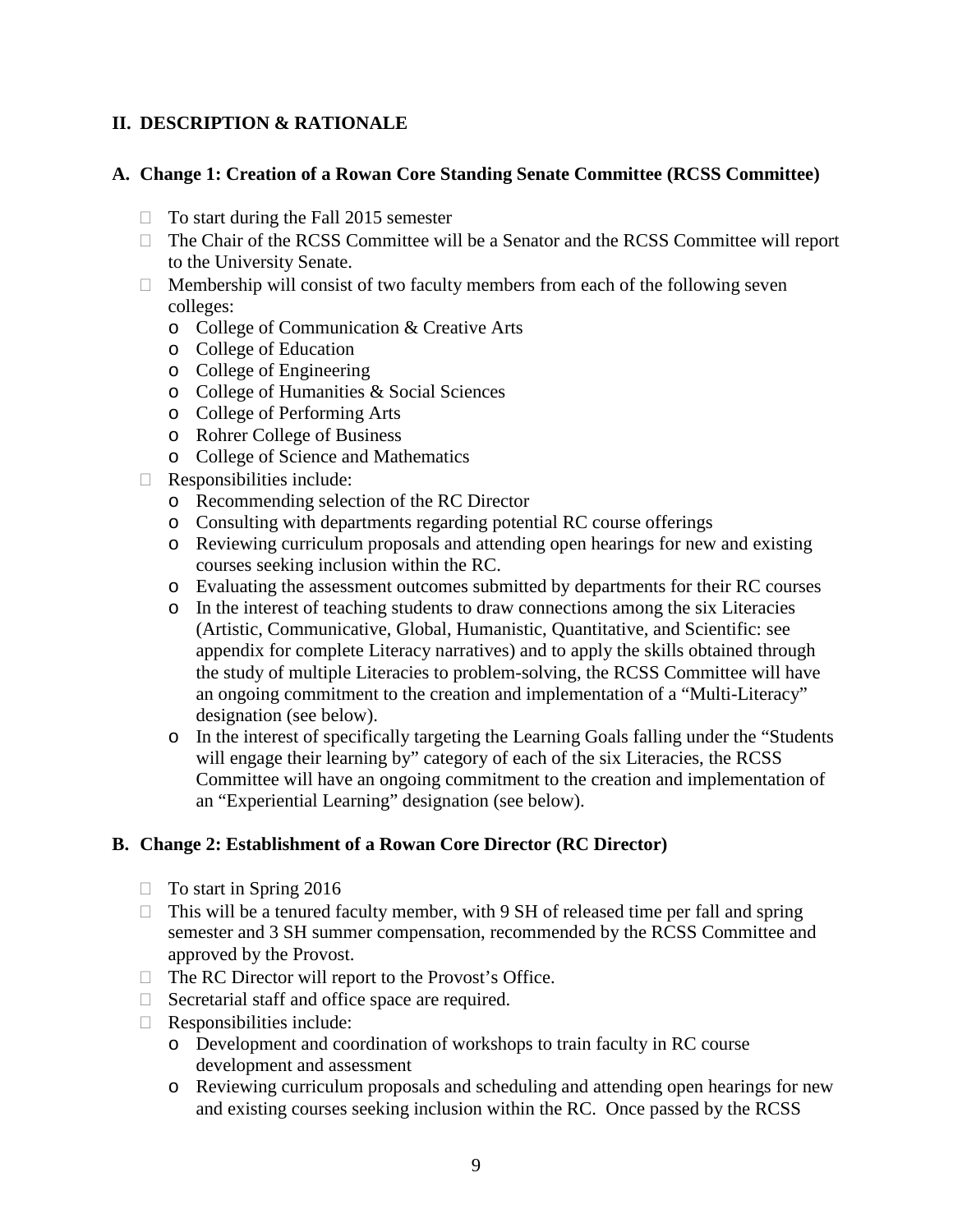## II. DESCRIPTION & RATIONALE

### A. Change 1: Creation of a Rowan Core Standing Senate Committee (RCSS Committee)

- To start during the Fall 2015 semester
- The Chair of the RCSS Committee will be a Senator and the RCSS Committee will report to the University Senate.
- Membership will consist of two faculty members from each of the following seven colleges:
  - College of Communication & Creative Arts
  - College of Education
  - College of Engineering
  - College of Humanities & Social Sciences
  - College of Performing Arts
  - Rohrer College of Business
  - College of Science and Mathematics
- Responsibilities include:
  - Recommending selection of the RC Director
  - Consulting with departments regarding potential RC course offerings
  - Reviewing curriculum proposals and attending open hearings for new and existing courses seeking inclusion within the RC.
  - Evaluating the assessment outcomes submitted by departments for their RC courses
  - In the interest of teaching students to draw connections among the six Literacies (Artistic, Communicative, Global, Humanistic, Quantitative, and Scientific: see appendix for complete Literacy narratives) and to apply the skills obtained through the study of multiple Literacies to problem-solving, the RCSS Committee will have an ongoing commitment to the creation and implementation of a "Multi-Literacy" designation (see below).
  - In the interest of specifically targeting the Learning Goals falling under the "Students will engage their learning by" category of each of the six Literacies, the RCSS Committee will have an ongoing commitment to the creation and implementation of an "Experiential Learning" designation (see below).

### B. Change 2: Establishment of a Rowan Core Director (RC Director)

- To start in Spring 2016
- This will be a tenured faculty member, with 9 SH of released time per fall and spring semester and 3 SH summer compensation, recommended by the RCSS Committee and approved by the Provost.
- The RC Director will report to the Provost's Office.
- Secretarial staff and office space are required.
- Responsibilities include:
  - Development and coordination of workshops to train faculty in RC course development and assessment
  - Reviewing curriculum proposals and scheduling and attending open hearings for new and existing courses seeking inclusion within the RC. Once passed by the RCSS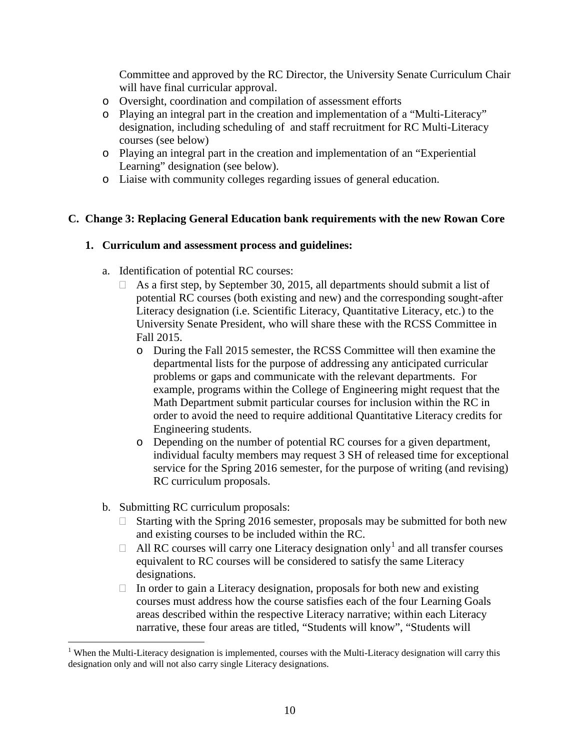Committee and approved by the RC Director, the University Senate Curriculum Chair will have final curricular approval.

- Oversight, coordination and compilation of assessment efforts
- Playing an integral part in the creation and implementation of a "Multi-Literacy" designation, including scheduling of and staff recruitment for RC Multi-Literacy courses (see below)
- Playing an integral part in the creation and implementation of an "Experiential Learning" designation (see below).
- Liaise with community colleges regarding issues of general education.

## C. Change 3: Replacing General Education bank requirements with the new Rowan Core

### 1. Curriculum and assessment process and guidelines:

a. Identification of potential RC courses:

- As a first step, by September 30, 2015, all departments should submit a list of potential RC courses (both existing and new) and the corresponding sought-after Literacy designation (i.e. Scientific Literacy, Quantitative Literacy, etc.) to the University Senate President, who will share these with the RCSS Committee in Fall 2015.
  - During the Fall 2015 semester, the RCSS Committee will then examine the departmental lists for the purpose of addressing any anticipated curricular problems or gaps and communicate with the relevant departments. For example, programs within the College of Engineering might request that the Math Department submit particular courses for inclusion within the RC in order to avoid the need to require additional Quantitative Literacy credits for Engineering students.
  - Depending on the number of potential RC courses for a given department, individual faculty members may request 3 SH of released time for exceptional service for the Spring 2016 semester, for the purpose of writing (and revising) RC curriculum proposals.

b. Submitting RC curriculum proposals:

- Starting with the Spring 2016 semester, proposals may be submitted for both new and existing courses to be included within the RC.
- All RC courses will carry one Literacy designation only[1] and all transfer courses equivalent to RC courses will be considered to satisfy the same Literacy designations.
- In order to gain a Literacy designation, proposals for both new and existing courses must address how the course satisfies each of the four Learning Goals areas described within the respective Literacy narrative; within each Literacy narrative, these four areas are titled, "Students will know", "Students will

[1] When the Multi-Literacy designation is implemented, courses with the Multi-Literacy designation will carry this designation only and will not also carry single Literacy designations.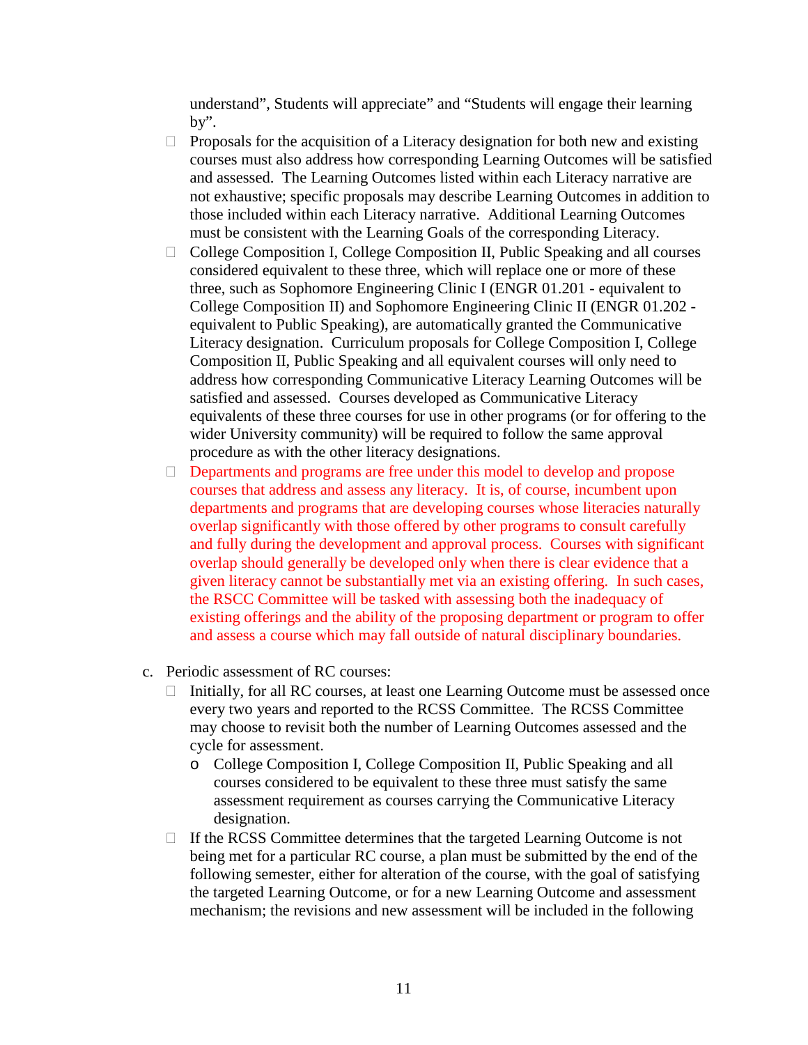understand", Students will appreciate" and "Students will engage their learning by".

- Proposals for the acquisition of a Literacy designation for both new and existing courses must also address how corresponding Learning Outcomes will be satisfied and assessed. The Learning Outcomes listed within each Literacy narrative are not exhaustive; specific proposals may describe Learning Outcomes in addition to those included within each Literacy narrative. Additional Learning Outcomes must be consistent with the Learning Goals of the corresponding Literacy.
- College Composition I, College Composition II, Public Speaking and all courses considered equivalent to these three, which will replace one or more of these three, such as Sophomore Engineering Clinic I (ENGR 01.201 - equivalent to College Composition II) and Sophomore Engineering Clinic II (ENGR 01.202 - equivalent to Public Speaking), are automatically granted the Communicative Literacy designation. Curriculum proposals for College Composition I, College Composition II, Public Speaking and all equivalent courses will only need to address how corresponding Communicative Literacy Learning Outcomes will be satisfied and assessed. Courses developed as Communicative Literacy equivalents of these three courses for use in other programs (or for offering to the wider University community) will be required to follow the same approval procedure as with the other literacy designations.
- Departments and programs are free under this model to develop and propose courses that address and assess any literacy. It is, of course, incumbent upon departments and programs that are developing courses whose literacies naturally overlap significantly with those offered by other programs to consult carefully and fully during the development and approval process. Courses with significant overlap should generally be developed only when there is clear evidence that a given literacy cannot be substantially met via an existing offering. In such cases, the RSCC Committee will be tasked with assessing both the inadequacy of existing offerings and the ability of the proposing department or program to offer and assess a course which may fall outside of natural disciplinary boundaries.

c. Periodic assessment of RC courses:

- Initially, for all RC courses, at least one Learning Outcome must be assessed once every two years and reported to the RCSS Committee. The RCSS Committee may choose to revisit both the number of Learning Outcomes assessed and the cycle for assessment.
  - College Composition I, College Composition II, Public Speaking and all courses considered to be equivalent to these three must satisfy the same assessment requirement as courses carrying the Communicative Literacy designation.
- If the RCSS Committee determines that the targeted Learning Outcome is not being met for a particular RC course, a plan must be submitted by the end of the following semester, either for alteration of the course, with the goal of satisfying the targeted Learning Outcome, or for a new Learning Outcome and assessment mechanism; the revisions and new assessment will be included in the following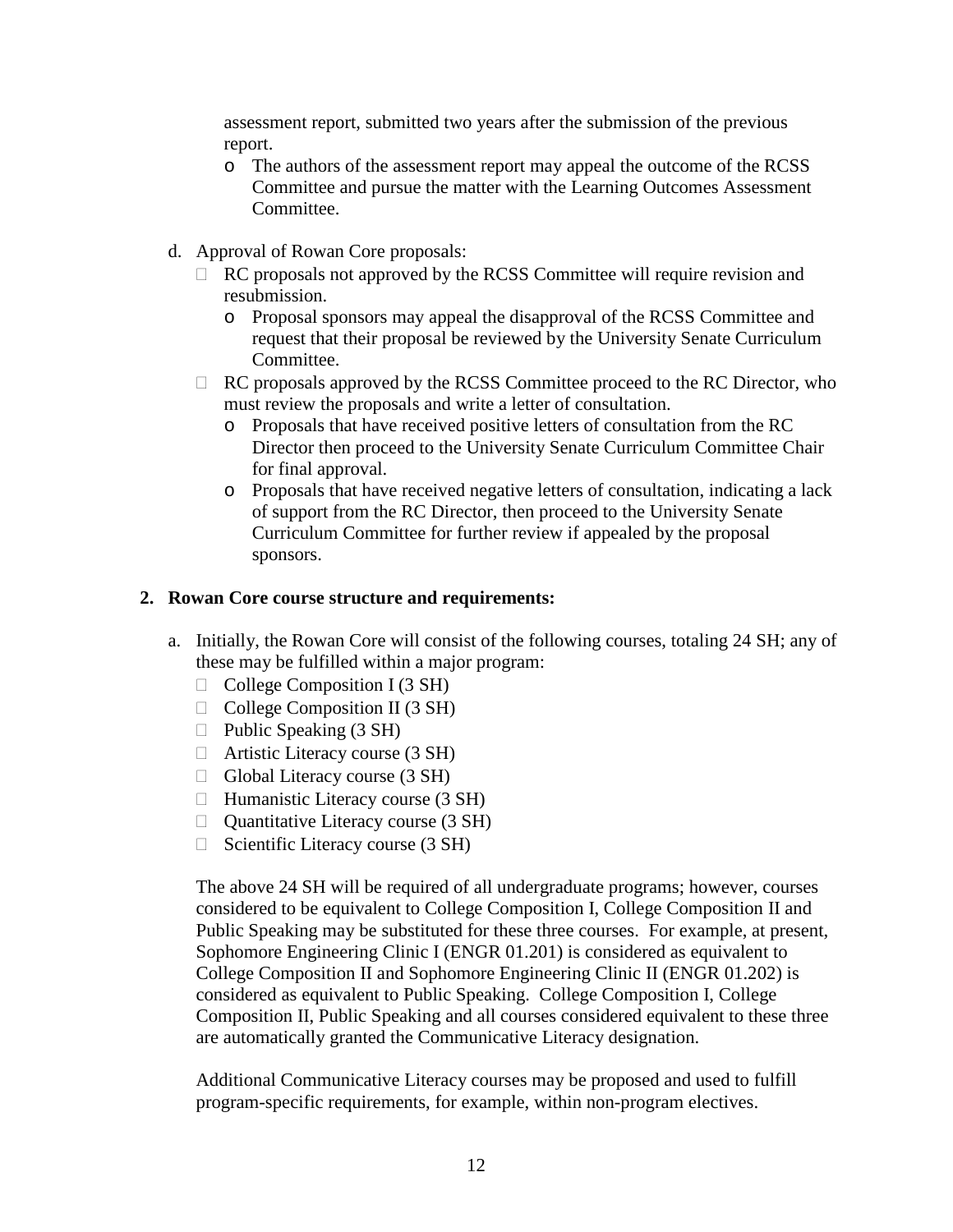assessment report, submitted two years after the submission of the previous report.

    - The authors of the assessment report may appeal the outcome of the RCSS Committee and pursue the matter with the Learning Outcomes Assessment Committee.

d. Approval of Rowan Core proposals:
    - RC proposals not approved by the RCSS Committee will require revision and resubmission.
        - Proposal sponsors may appeal the disapproval of the RCSS Committee and request that their proposal be reviewed by the University Senate Curriculum Committee.
    - RC proposals approved by the RCSS Committee proceed to the RC Director, who must review the proposals and write a letter of consultation.
        - Proposals that have received positive letters of consultation from the RC Director then proceed to the University Senate Curriculum Committee Chair for final approval.
        - Proposals that have received negative letters of consultation, indicating a lack of support from the RC Director, then proceed to the University Senate Curriculum Committee for further review if appealed by the proposal sponsors.

**2. Rowan Core course structure and requirements:**

a. Initially, the Rowan Core will consist of the following courses, totaling 24 SH; any of these may be fulfilled within a major program:
    - College Composition I (3 SH)
    - College Composition II (3 SH)
    - Public Speaking (3 SH)
    - Artistic Literacy course (3 SH)
    - Global Literacy course (3 SH)
    - Humanistic Literacy course (3 SH)
    - Quantitative Literacy course (3 SH)
    - Scientific Literacy course (3 SH)

    The above 24 SH will be required of all undergraduate programs; however, courses considered to be equivalent to College Composition I, College Composition II and Public Speaking may be substituted for these three courses. For example, at present, Sophomore Engineering Clinic I (ENGR 01.201) is considered as equivalent to College Composition II and Sophomore Engineering Clinic II (ENGR 01.202) is considered as equivalent to Public Speaking. College Composition I, College Composition II, Public Speaking and all courses considered equivalent to these three are automatically granted the Communicative Literacy designation.

    Additional Communicative Literacy courses may be proposed and used to fulfill program-specific requirements, for example, within non-program electives.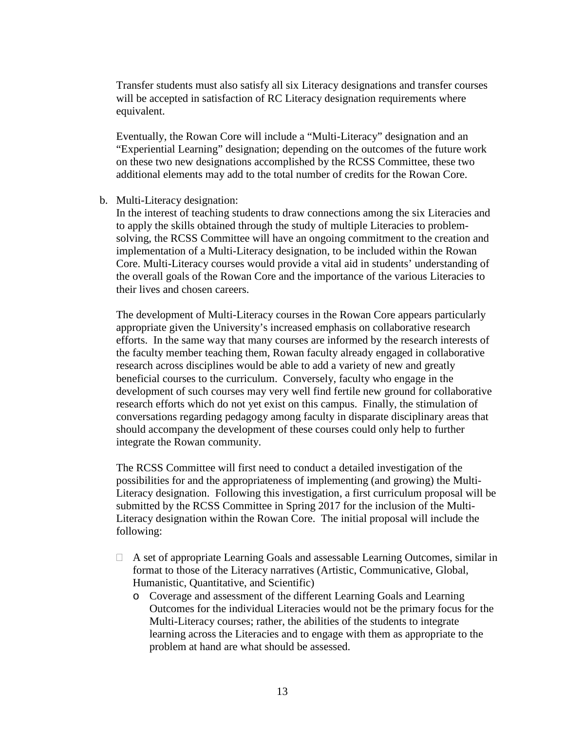Transfer students must also satisfy all six Literacy designations and transfer courses will be accepted in satisfaction of RC Literacy designation requirements where equivalent.

Eventually, the Rowan Core will include a "Multi-Literacy" designation and an "Experiential Learning" designation; depending on the outcomes of the future work on these two new designations accomplished by the RCSS Committee, these two additional elements may add to the total number of credits for the Rowan Core.

b. Multi-Literacy designation:
   In the interest of teaching students to draw connections among the six Literacies and to apply the skills obtained through the study of multiple Literacies to problem-solving, the RCSS Committee will have an ongoing commitment to the creation and implementation of a Multi-Literacy designation, to be included within the Rowan Core. Multi-Literacy courses would provide a vital aid in students' understanding of the overall goals of the Rowan Core and the importance of the various Literacies to their lives and chosen careers.

   The development of Multi-Literacy courses in the Rowan Core appears particularly appropriate given the University's increased emphasis on collaborative research efforts. In the same way that many courses are informed by the research interests of the faculty member teaching them, Rowan faculty already engaged in collaborative research across disciplines would be able to add a variety of new and greatly beneficial courses to the curriculum. Conversely, faculty who engage in the development of such courses may very well find fertile new ground for collaborative research efforts which do not yet exist on this campus. Finally, the stimulation of conversations regarding pedagogy among faculty in disparate disciplinary areas that should accompany the development of these courses could only help to further integrate the Rowan community.

   The RCSS Committee will first need to conduct a detailed investigation of the possibilities for and the appropriateness of implementing (and growing) the Multi-Literacy designation. Following this investigation, a first curriculum proposal will be submitted by the RCSS Committee in Spring 2017 for the inclusion of the Multi-Literacy designation within the Rowan Core. The initial proposal will include the following:

   - A set of appropriate Learning Goals and assessable Learning Outcomes, similar in format to those of the Literacy narratives (Artistic, Communicative, Global, Humanistic, Quantitative, and Scientific)
     - Coverage and assessment of the different Learning Goals and Learning Outcomes for the individual Literacies would not be the primary focus for the Multi-Literacy courses; rather, the abilities of the students to integrate learning across the Literacies and to engage with them as appropriate to the problem at hand are what should be assessed.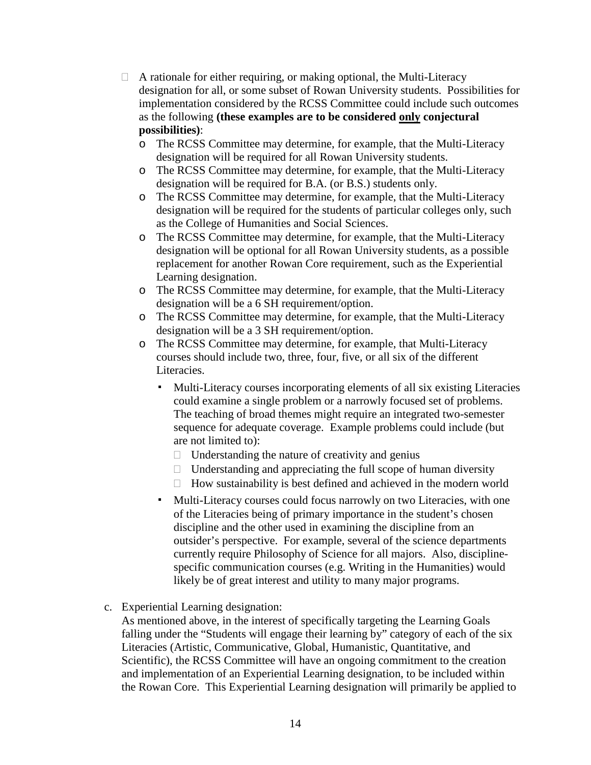- A rationale for either requiring, or making optional, the Multi-Literacy designation for all, or some subset of Rowan University students. Possibilities for implementation considered by the RCSS Committee could include such outcomes as the following **(these examples are to be considered <u>only</u> conjectural possibilities)**:
  - The RCSS Committee may determine, for example, that the Multi-Literacy designation will be required for all Rowan University students.
  - The RCSS Committee may determine, for example, that the Multi-Literacy designation will be required for B.A. (or B.S.) students only.
  - The RCSS Committee may determine, for example, that the Multi-Literacy designation will be required for the students of particular colleges only, such as the College of Humanities and Social Sciences.
  - The RCSS Committee may determine, for example, that the Multi-Literacy designation will be optional for all Rowan University students, as a possible replacement for another Rowan Core requirement, such as the Experiential Learning designation.
  - The RCSS Committee may determine, for example, that the Multi-Literacy designation will be a 6 SH requirement/option.
  - The RCSS Committee may determine, for example, that the Multi-Literacy designation will be a 3 SH requirement/option.
  - The RCSS Committee may determine, for example, that Multi-Literacy courses should include two, three, four, five, or all six of the different Literacies.
    - Multi-Literacy courses incorporating elements of all six existing Literacies could examine a single problem or a narrowly focused set of problems. The teaching of broad themes might require an integrated two-semester sequence for adequate coverage. Example problems could include (but are not limited to):
      - Understanding the nature of creativity and genius
      - Understanding and appreciating the full scope of human diversity
      - How sustainability is best defined and achieved in the modern world
    - Multi-Literacy courses could focus narrowly on two Literacies, with one of the Literacies being of primary importance in the student's chosen discipline and the other used in examining the discipline from an outsider's perspective. For example, several of the science departments currently require Philosophy of Science for all majors. Also, discipline-specific communication courses (e.g. Writing in the Humanities) would likely be of great interest and utility to many major programs.

c. Experiential Learning designation:
As mentioned above, in the interest of specifically targeting the Learning Goals falling under the "Students will engage their learning by" category of each of the six Literacies (Artistic, Communicative, Global, Humanistic, Quantitative, and Scientific), the RCSS Committee will have an ongoing commitment to the creation and implementation of an Experiential Learning designation, to be included within the Rowan Core. This Experiential Learning designation will primarily be applied to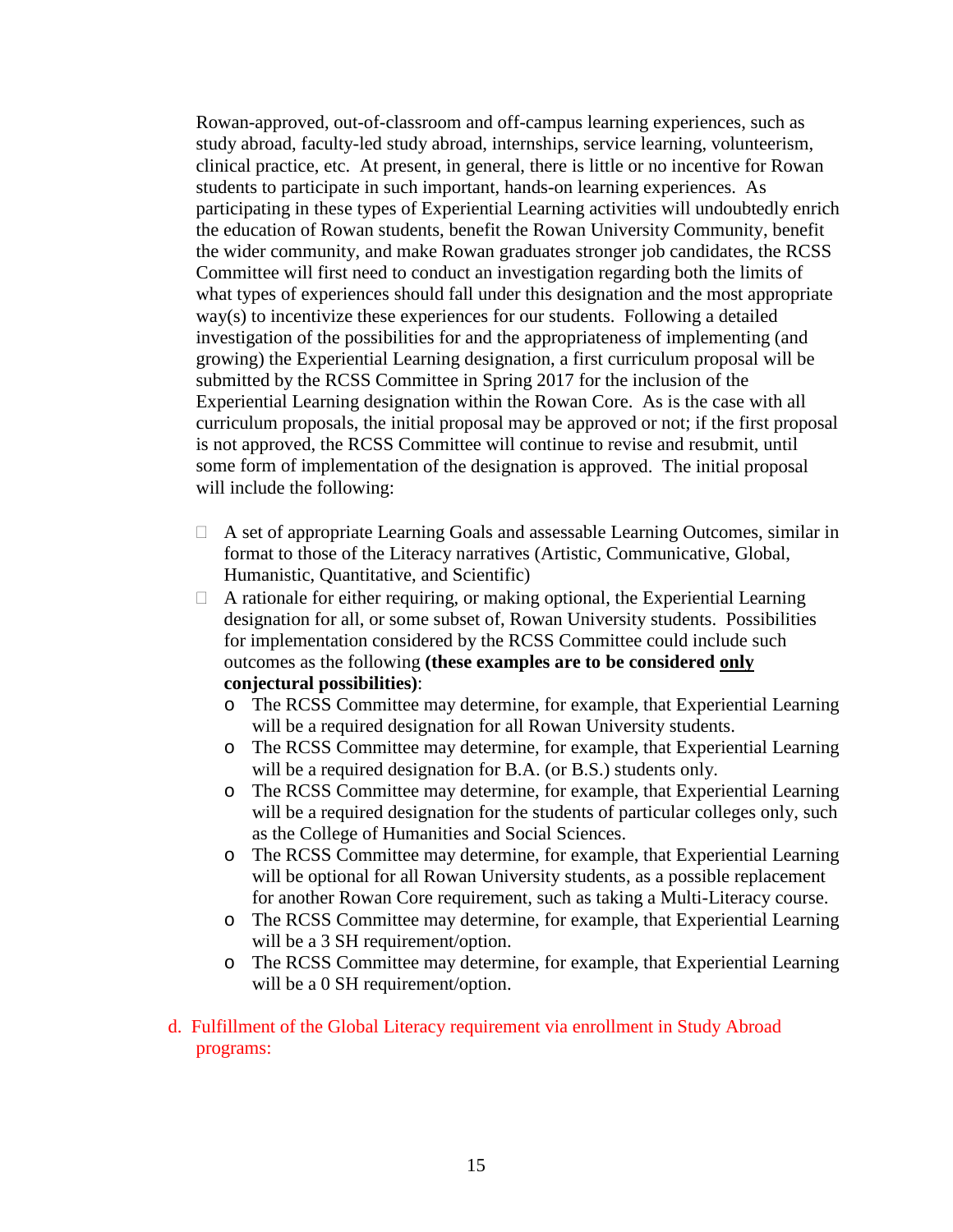Rowan-approved, out-of-classroom and off-campus learning experiences, such as study abroad, faculty-led study abroad, internships, service learning, volunteerism, clinical practice, etc. At present, in general, there is little or no incentive for Rowan students to participate in such important, hands-on learning experiences. As participating in these types of Experiential Learning activities will undoubtedly enrich the education of Rowan students, benefit the Rowan University Community, benefit the wider community, and make Rowan graduates stronger job candidates, the RCSS Committee will first need to conduct an investigation regarding both the limits of what types of experiences should fall under this designation and the most appropriate way(s) to incentivize these experiences for our students. Following a detailed investigation of the possibilities for and the appropriateness of implementing (and growing) the Experiential Learning designation, a first curriculum proposal will be submitted by the RCSS Committee in Spring 2017 for the inclusion of the Experiential Learning designation within the Rowan Core. As is the case with all curriculum proposals, the initial proposal may be approved or not; if the first proposal is not approved, the RCSS Committee will continue to revise and resubmit, until some form of implementation of the designation is approved. The initial proposal will include the following:

- A set of appropriate Learning Goals and assessable Learning Outcomes, similar in format to those of the Literacy narratives (Artistic, Communicative, Global, Humanistic, Quantitative, and Scientific)
- A rationale for either requiring, or making optional, the Experiential Learning designation for all, or some subset of, Rowan University students. Possibilities for implementation considered by the RCSS Committee could include such outcomes as the following **(these examples are to be considered <u>only</u> conjectural possibilities)**:
  - The RCSS Committee may determine, for example, that Experiential Learning will be a required designation for all Rowan University students.
  - The RCSS Committee may determine, for example, that Experiential Learning will be a required designation for B.A. (or B.S.) students only.
  - The RCSS Committee may determine, for example, that Experiential Learning will be a required designation for the students of particular colleges only, such as the College of Humanities and Social Sciences.
  - The RCSS Committee may determine, for example, that Experiential Learning will be optional for all Rowan University students, as a possible replacement for another Rowan Core requirement, such as taking a Multi-Literacy course.
  - The RCSS Committee may determine, for example, that Experiential Learning will be a 3 SH requirement/option.
  - The RCSS Committee may determine, for example, that Experiential Learning will be a 0 SH requirement/option.

d. Fulfillment of the Global Literacy requirement via enrollment in Study Abroad programs: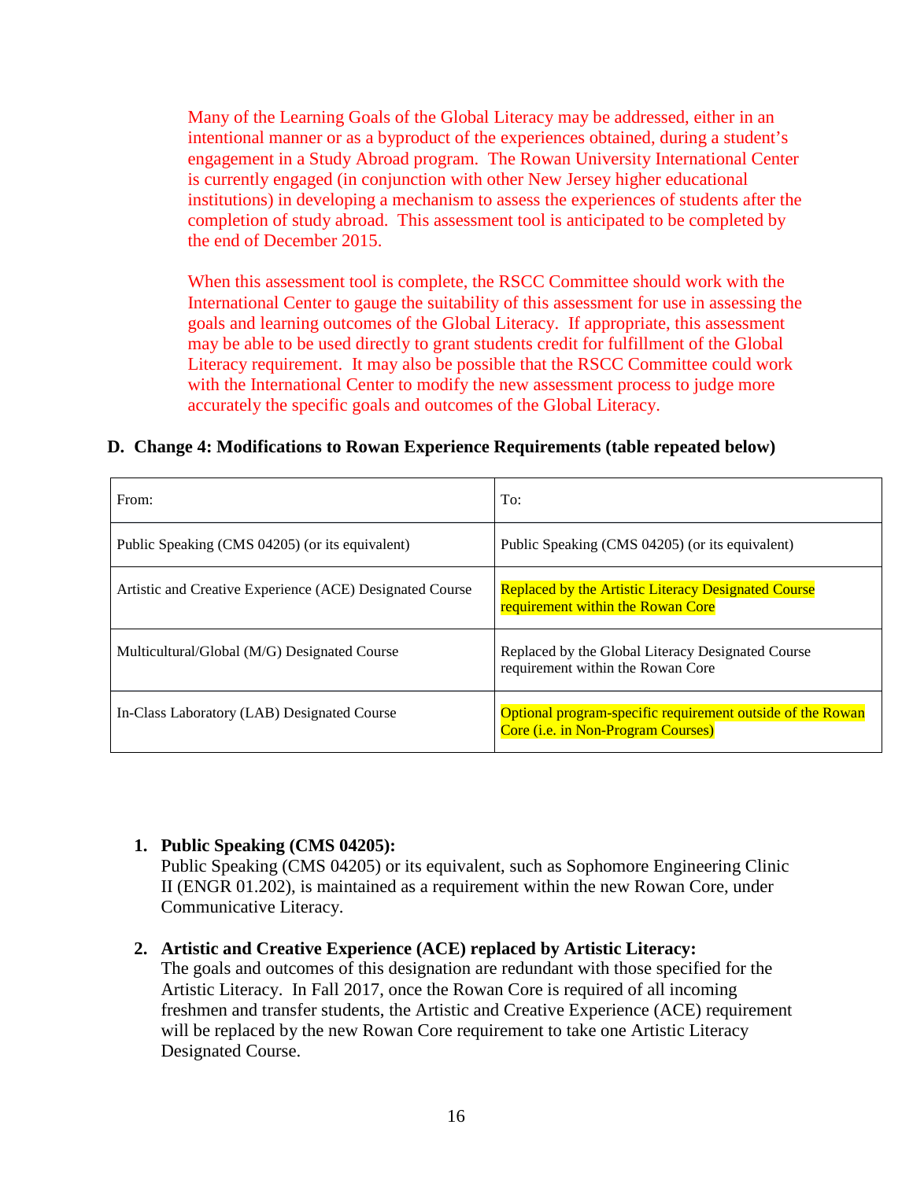Many of the Learning Goals of the Global Literacy may be addressed, either in an intentional manner or as a byproduct of the experiences obtained, during a student's engagement in a Study Abroad program. The Rowan University International Center is currently engaged (in conjunction with other New Jersey higher educational institutions) in developing a mechanism to assess the experiences of students after the completion of study abroad. This assessment tool is anticipated to be completed by the end of December 2015.

When this assessment tool is complete, the RSCC Committee should work with the International Center to gauge the suitability of this assessment for use in assessing the goals and learning outcomes of the Global Literacy. If appropriate, this assessment may be able to be used directly to grant students credit for fulfillment of the Global Literacy requirement. It may also be possible that the RSCC Committee could work with the International Center to modify the new assessment process to judge more accurately the specific goals and outcomes of the Global Literacy.

### D. Change 4: Modifications to Rowan Experience Requirements (table repeated below)

| From: | To: |
|---|---|
| Public Speaking (CMS 04205) (or its equivalent) | Public Speaking (CMS 04205) (or its equivalent) |
| Artistic and Creative Experience (ACE) Designated Course | Replaced by the Artistic Literacy Designated Course requirement within the Rowan Core |
| Multicultural/Global (M/G) Designated Course | Replaced by the Global Literacy Designated Course requirement within the Rowan Core |
| In-Class Laboratory (LAB) Designated Course | Optional program-specific requirement outside of the Rowan Core (i.e. in Non-Program Courses) |

1. **Public Speaking (CMS 04205):**
   Public Speaking (CMS 04205) or its equivalent, such as Sophomore Engineering Clinic II (ENGR 01.202), is maintained as a requirement within the new Rowan Core, under Communicative Literacy.

2. **Artistic and Creative Experience (ACE) replaced by Artistic Literacy:**
   The goals and outcomes of this designation are redundant with those specified for the Artistic Literacy. In Fall 2017, once the Rowan Core is required of all incoming freshmen and transfer students, the Artistic and Creative Experience (ACE) requirement will be replaced by the new Rowan Core requirement to take one Artistic Literacy Designated Course.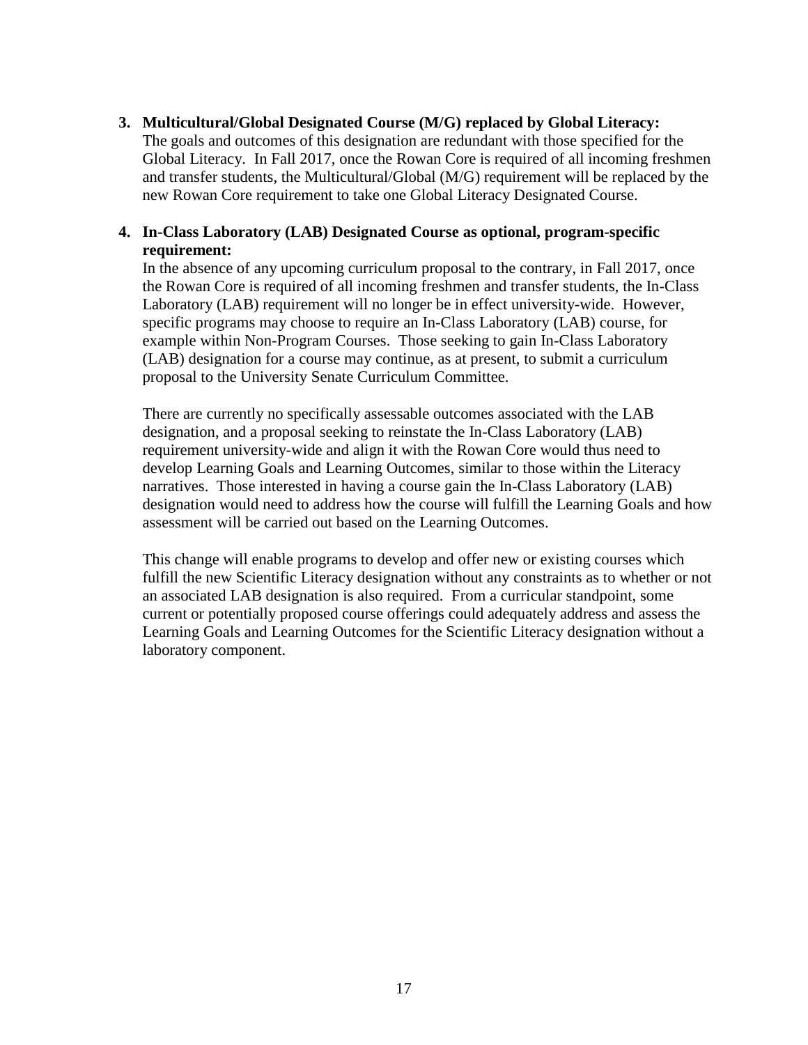3. **Multicultural/Global Designated Course (M/G) replaced by Global Literacy:**
   The goals and outcomes of this designation are redundant with those specified for the Global Literacy. In Fall 2017, once the Rowan Core is required of all incoming freshmen and transfer students, the Multicultural/Global (M/G) requirement will be replaced by the new Rowan Core requirement to take one Global Literacy Designated Course.

4. **In-Class Laboratory (LAB) Designated Course as optional, program-specific requirement:**
   In the absence of any upcoming curriculum proposal to the contrary, in Fall 2017, once the Rowan Core is required of all incoming freshmen and transfer students, the In-Class Laboratory (LAB) requirement will no longer be in effect university-wide. However, specific programs may choose to require an In-Class Laboratory (LAB) course, for example within Non-Program Courses. Those seeking to gain In-Class Laboratory (LAB) designation for a course may continue, as at present, to submit a curriculum proposal to the University Senate Curriculum Committee.

   There are currently no specifically assessable outcomes associated with the LAB designation, and a proposal seeking to reinstate the In-Class Laboratory (LAB) requirement university-wide and align it with the Rowan Core would thus need to develop Learning Goals and Learning Outcomes, similar to those within the Literacy narratives. Those interested in having a course gain the In-Class Laboratory (LAB) designation would need to address how the course will fulfill the Learning Goals and how assessment will be carried out based on the Learning Outcomes.

   This change will enable programs to develop and offer new or existing courses which fulfill the new Scientific Literacy designation without any constraints as to whether or not an associated LAB designation is also required. From a curricular standpoint, some current or potentially proposed course offerings could adequately address and assess the Learning Goals and Learning Outcomes for the Scientific Literacy designation without a laboratory component.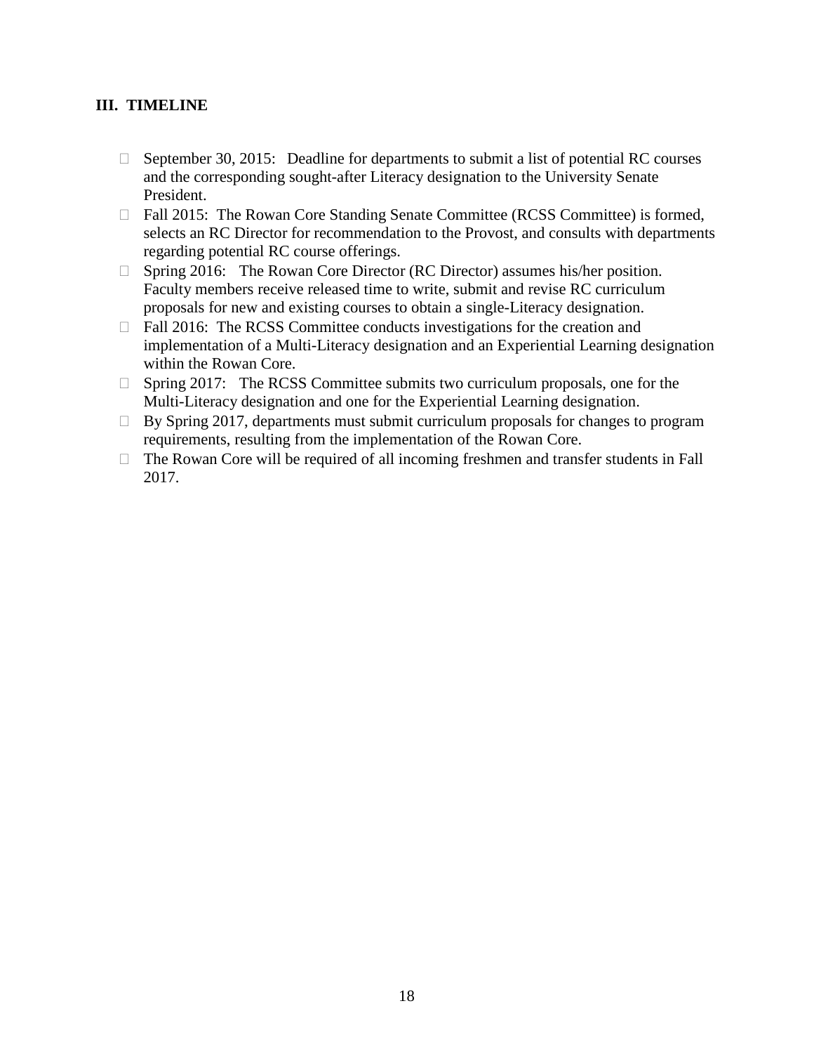### III. TIMELINE

- September 30, 2015: Deadline for departments to submit a list of potential RC courses and the corresponding sought-after Literacy designation to the University Senate President.
- Fall 2015: The Rowan Core Standing Senate Committee (RCSS Committee) is formed, selects an RC Director for recommendation to the Provost, and consults with departments regarding potential RC course offerings.
- Spring 2016: The Rowan Core Director (RC Director) assumes his/her position. Faculty members receive released time to write, submit and revise RC curriculum proposals for new and existing courses to obtain a single-Literacy designation.
- Fall 2016: The RCSS Committee conducts investigations for the creation and implementation of a Multi-Literacy designation and an Experiential Learning designation within the Rowan Core.
- Spring 2017: The RCSS Committee submits two curriculum proposals, one for the Multi-Literacy designation and one for the Experiential Learning designation.
- By Spring 2017, departments must submit curriculum proposals for changes to program requirements, resulting from the implementation of the Rowan Core.
- The Rowan Core will be required of all incoming freshmen and transfer students in Fall 2017.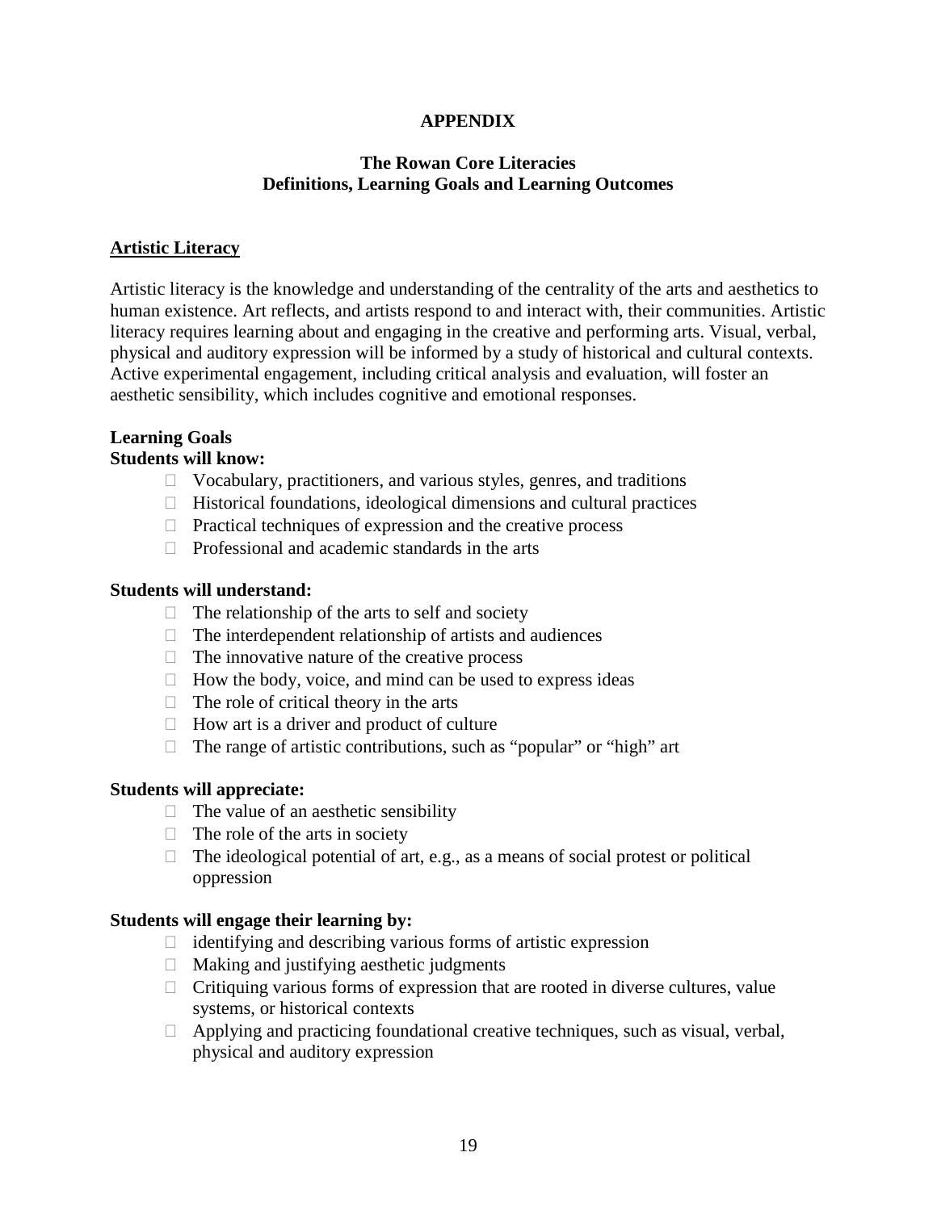**APPENDIX**

**The Rowan Core Literacies**
**Definitions, Learning Goals and Learning Outcomes**

## Artistic Literacy

Artistic literacy is the knowledge and understanding of the centrality of the arts and aesthetics to human existence. Art reflects, and artists respond to and interact with, their communities. Artistic literacy requires learning about and engaging in the creative and performing arts. Visual, verbal, physical and auditory expression will be informed by a study of historical and cultural contexts. Active experimental engagement, including critical analysis and evaluation, will foster an aesthetic sensibility, which includes cognitive and emotional responses.

**Learning Goals**
**Students will know:**

- Vocabulary, practitioners, and various styles, genres, and traditions
- Historical foundations, ideological dimensions and cultural practices
- Practical techniques of expression and the creative process
- Professional and academic standards in the arts

**Students will understand:**

- The relationship of the arts to self and society
- The interdependent relationship of artists and audiences
- The innovative nature of the creative process
- How the body, voice, and mind can be used to express ideas
- The role of critical theory in the arts
- How art is a driver and product of culture
- The range of artistic contributions, such as "popular" or "high" art

**Students will appreciate:**

- The value of an aesthetic sensibility
- The role of the arts in society
- The ideological potential of art, e.g., as a means of social protest or political oppression

**Students will engage their learning by:**

- identifying and describing various forms of artistic expression
- Making and justifying aesthetic judgments
- Critiquing various forms of expression that are rooted in diverse cultures, value systems, or historical contexts
- Applying and practicing foundational creative techniques, such as visual, verbal, physical and auditory expression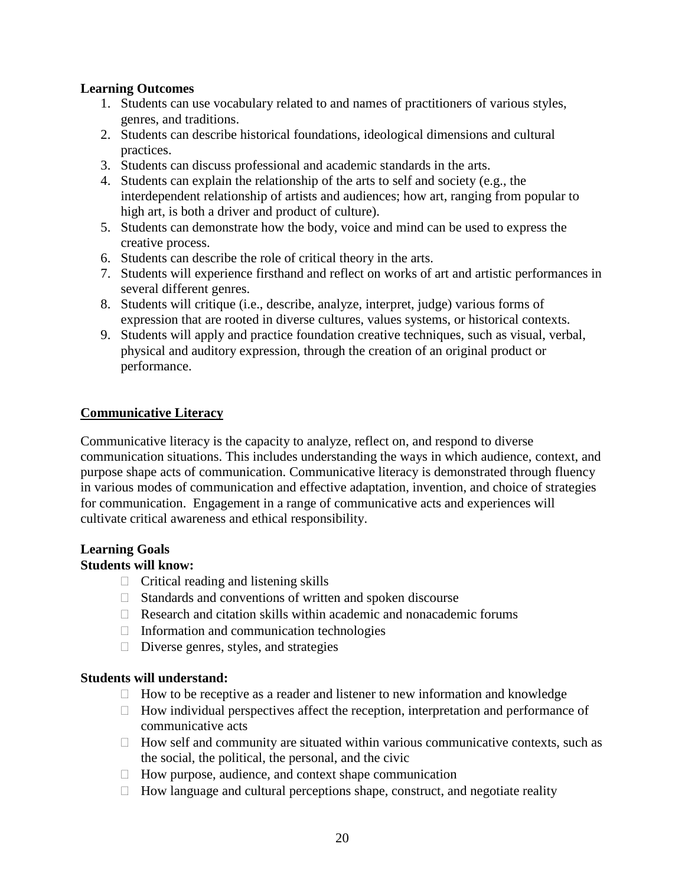**Learning Outcomes**

1. Students can use vocabulary related to and names of practitioners of various styles, genres, and traditions.
2. Students can describe historical foundations, ideological dimensions and cultural practices.
3. Students can discuss professional and academic standards in the arts.
4. Students can explain the relationship of the arts to self and society (e.g., the interdependent relationship of artists and audiences; how art, ranging from popular to high art, is both a driver and product of culture).
5. Students can demonstrate how the body, voice and mind can be used to express the creative process.
6. Students can describe the role of critical theory in the arts.
7. Students will experience firsthand and reflect on works of art and artistic performances in several different genres.
8. Students will critique (i.e., describe, analyze, interpret, judge) various forms of expression that are rooted in diverse cultures, values systems, or historical contexts.
9. Students will apply and practice foundation creative techniques, such as visual, verbal, physical and auditory expression, through the creation of an original product or performance.

## Communicative Literacy

Communicative literacy is the capacity to analyze, reflect on, and respond to diverse communication situations. This includes understanding the ways in which audience, context, and purpose shape acts of communication. Communicative literacy is demonstrated through fluency in various modes of communication and effective adaptation, invention, and choice of strategies for communication. Engagement in a range of communicative acts and experiences will cultivate critical awareness and ethical responsibility.

**Learning Goals**

**Students will know:**

- Critical reading and listening skills
- Standards and conventions of written and spoken discourse
- Research and citation skills within academic and nonacademic forums
- Information and communication technologies
- Diverse genres, styles, and strategies

**Students will understand:**

- How to be receptive as a reader and listener to new information and knowledge
- How individual perspectives affect the reception, interpretation and performance of communicative acts
- How self and community are situated within various communicative contexts, such as the social, the political, the personal, and the civic
- How purpose, audience, and context shape communication
- How language and cultural perceptions shape, construct, and negotiate reality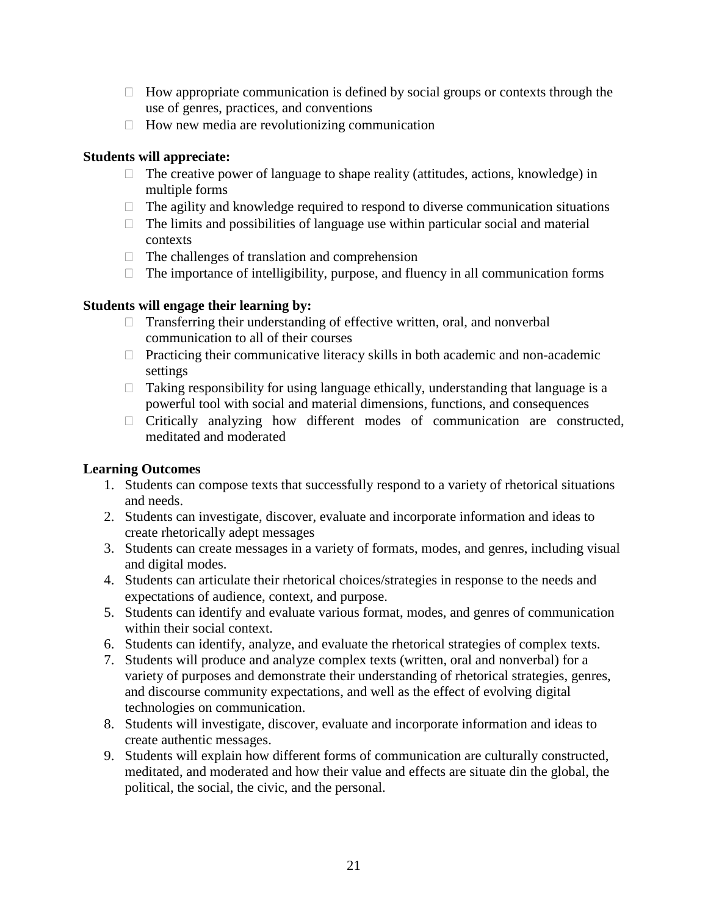- How appropriate communication is defined by social groups or contexts through the use of genres, practices, and conventions
- How new media are revolutionizing communication

**Students will appreciate:**

- The creative power of language to shape reality (attitudes, actions, knowledge) in multiple forms
- The agility and knowledge required to respond to diverse communication situations
- The limits and possibilities of language use within particular social and material contexts
- The challenges of translation and comprehension
- The importance of intelligibility, purpose, and fluency in all communication forms

**Students will engage their learning by:**

- Transferring their understanding of effective written, oral, and nonverbal communication to all of their courses
- Practicing their communicative literacy skills in both academic and non-academic settings
- Taking responsibility for using language ethically, understanding that language is a powerful tool with social and material dimensions, functions, and consequences
- Critically analyzing how different modes of communication are constructed, meditated and moderated

**Learning Outcomes**

1. Students can compose texts that successfully respond to a variety of rhetorical situations and needs.
2. Students can investigate, discover, evaluate and incorporate information and ideas to create rhetorically adept messages
3. Students can create messages in a variety of formats, modes, and genres, including visual and digital modes.
4. Students can articulate their rhetorical choices/strategies in response to the needs and expectations of audience, context, and purpose.
5. Students can identify and evaluate various format, modes, and genres of communication within their social context.
6. Students can identify, analyze, and evaluate the rhetorical strategies of complex texts.
7. Students will produce and analyze complex texts (written, oral and nonverbal) for a variety of purposes and demonstrate their understanding of rhetorical strategies, genres, and discourse community expectations, and well as the effect of evolving digital technologies on communication.
8. Students will investigate, discover, evaluate and incorporate information and ideas to create authentic messages.
9. Students will explain how different forms of communication are culturally constructed, meditated, and moderated and how their value and effects are situate din the global, the political, the social, the civic, and the personal.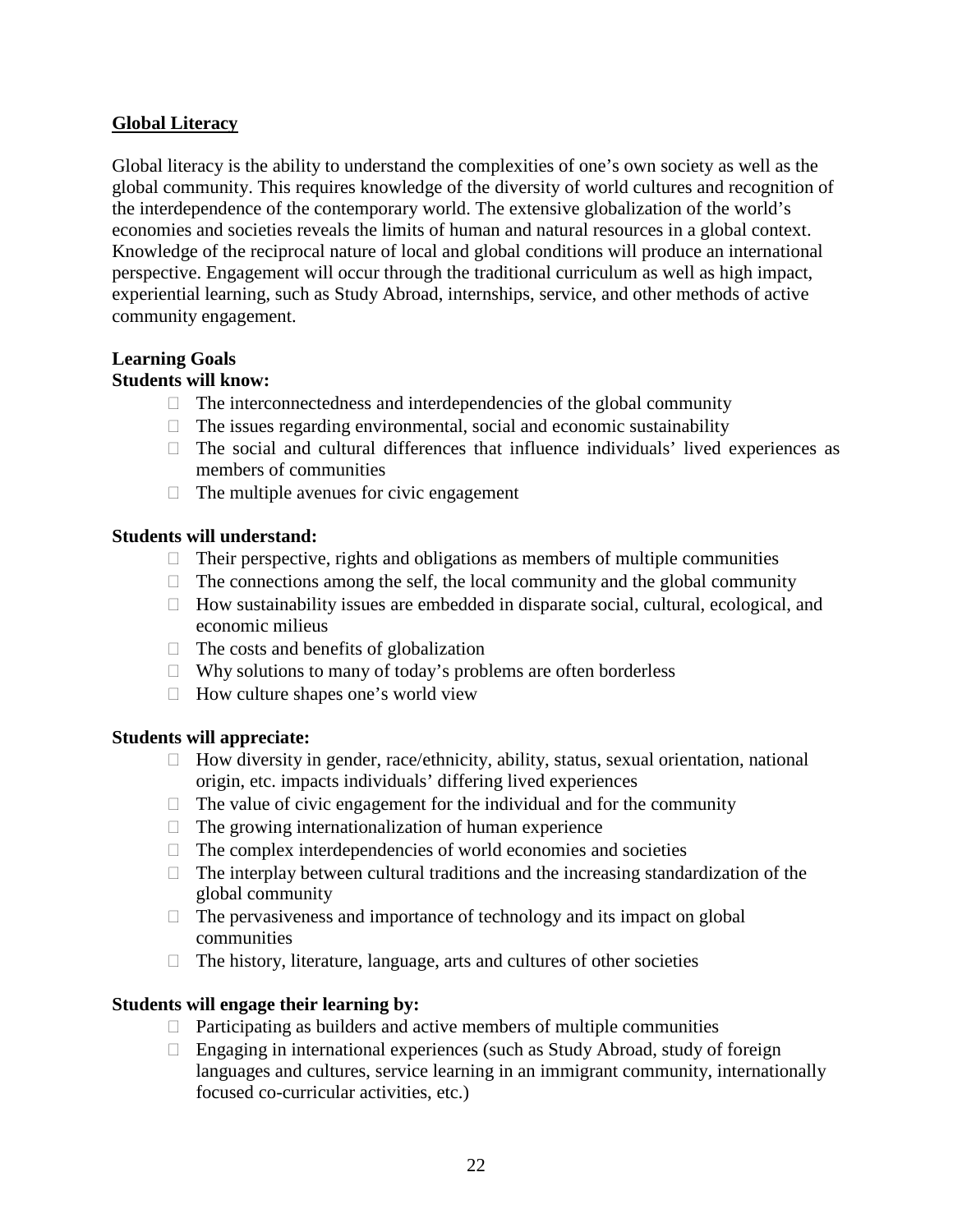## Global Literacy

Global literacy is the ability to understand the complexities of one's own society as well as the global community. This requires knowledge of the diversity of world cultures and recognition of the interdependence of the contemporary world. The extensive globalization of the world's economies and societies reveals the limits of human and natural resources in a global context. Knowledge of the reciprocal nature of local and global conditions will produce an international perspective. Engagement will occur through the traditional curriculum as well as high impact, experiential learning, such as Study Abroad, internships, service, and other methods of active community engagement.

**Learning Goals**

**Students will know:**

- The interconnectedness and interdependencies of the global community
- The issues regarding environmental, social and economic sustainability
- The social and cultural differences that influence individuals' lived experiences as members of communities
- The multiple avenues for civic engagement

**Students will understand:**

- Their perspective, rights and obligations as members of multiple communities
- The connections among the self, the local community and the global community
- How sustainability issues are embedded in disparate social, cultural, ecological, and economic milieus
- The costs and benefits of globalization
- Why solutions to many of today's problems are often borderless
- How culture shapes one's world view

**Students will appreciate:**

- How diversity in gender, race/ethnicity, ability, status, sexual orientation, national origin, etc. impacts individuals' differing lived experiences
- The value of civic engagement for the individual and for the community
- The growing internationalization of human experience
- The complex interdependencies of world economies and societies
- The interplay between cultural traditions and the increasing standardization of the global community
- The pervasiveness and importance of technology and its impact on global communities
- The history, literature, language, arts and cultures of other societies

**Students will engage their learning by:**

- Participating as builders and active members of multiple communities
- Engaging in international experiences (such as Study Abroad, study of foreign languages and cultures, service learning in an immigrant community, internationally focused co-curricular activities, etc.)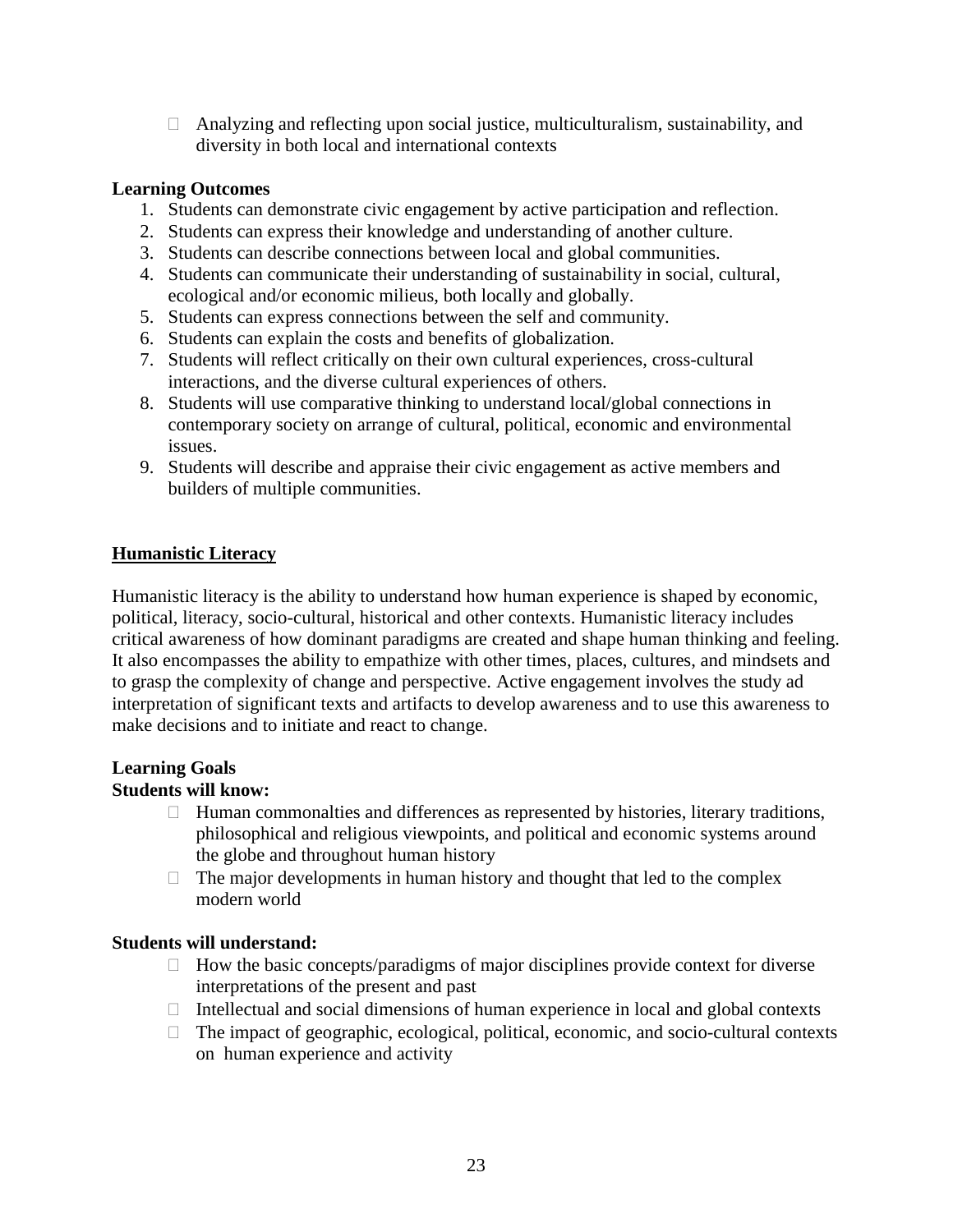- Analyzing and reflecting upon social justice, multiculturalism, sustainability, and diversity in both local and international contexts

**Learning Outcomes**

1. Students can demonstrate civic engagement by active participation and reflection.
2. Students can express their knowledge and understanding of another culture.
3. Students can describe connections between local and global communities.
4. Students can communicate their understanding of sustainability in social, cultural, ecological and/or economic milieus, both locally and globally.
5. Students can express connections between the self and community.
6. Students can explain the costs and benefits of globalization.
7. Students will reflect critically on their own cultural experiences, cross-cultural interactions, and the diverse cultural experiences of others.
8. Students will use comparative thinking to understand local/global connections in contemporary society on arrange of cultural, political, economic and environmental issues.
9. Students will describe and appraise their civic engagement as active members and builders of multiple communities.

## Humanistic Literacy

Humanistic literacy is the ability to understand how human experience is shaped by economic, political, literacy, socio-cultural, historical and other contexts. Humanistic literacy includes critical awareness of how dominant paradigms are created and shape human thinking and feeling. It also encompasses the ability to empathize with other times, places, cultures, and mindsets and to grasp the complexity of change and perspective. Active engagement involves the study ad interpretation of significant texts and artifacts to develop awareness and to use this awareness to make decisions and to initiate and react to change.

**Learning Goals**

**Students will know:**

- Human commonalties and differences as represented by histories, literary traditions, philosophical and religious viewpoints, and political and economic systems around the globe and throughout human history
- The major developments in human history and thought that led to the complex modern world

**Students will understand:**

- How the basic concepts/paradigms of major disciplines provide context for diverse interpretations of the present and past
- Intellectual and social dimensions of human experience in local and global contexts
- The impact of geographic, ecological, political, economic, and socio-cultural contexts on human experience and activity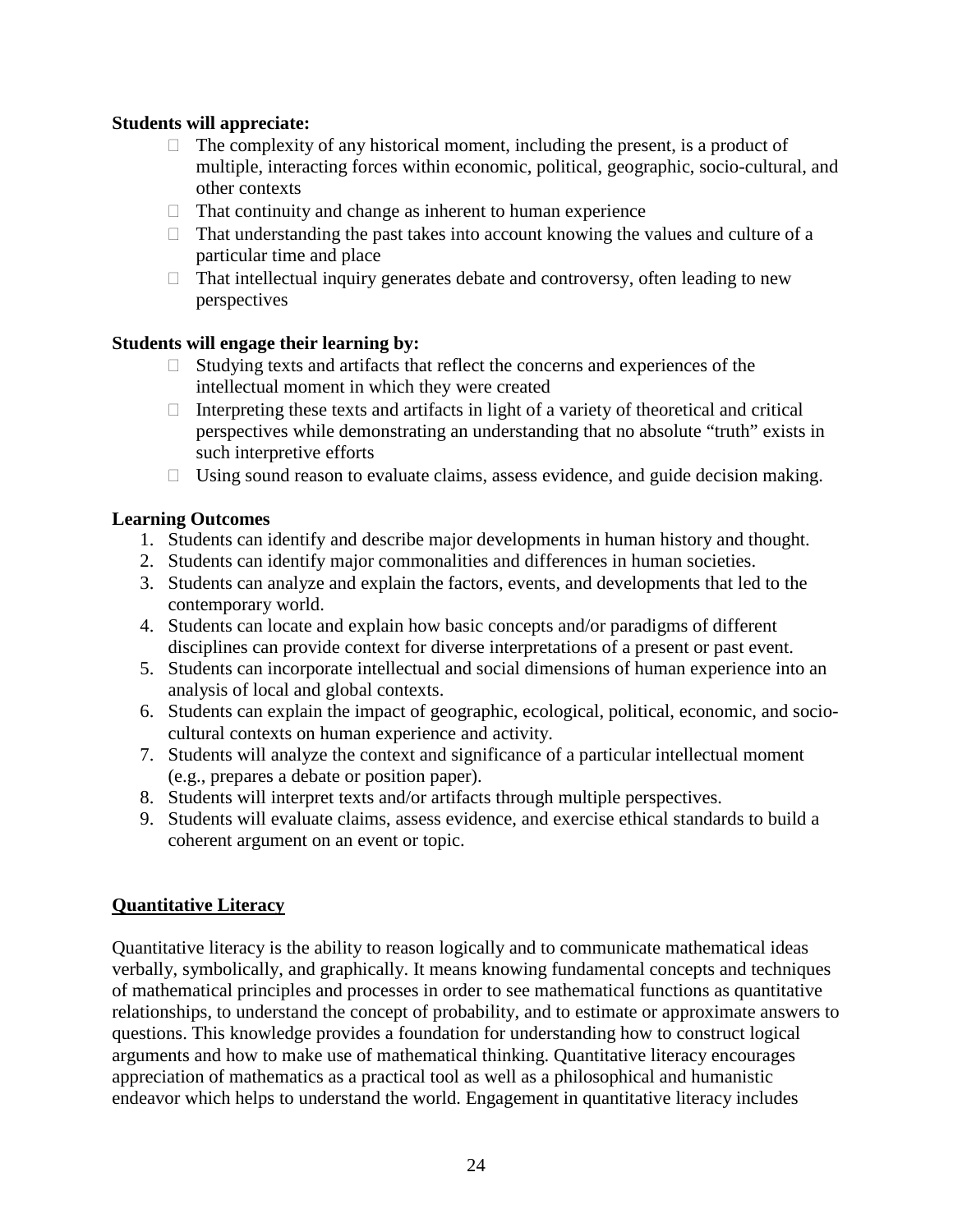**Students will appreciate:**

- The complexity of any historical moment, including the present, is a product of multiple, interacting forces within economic, political, geographic, socio-cultural, and other contexts
- That continuity and change as inherent to human experience
- That understanding the past takes into account knowing the values and culture of a particular time and place
- That intellectual inquiry generates debate and controversy, often leading to new perspectives

**Students will engage their learning by:**

- Studying texts and artifacts that reflect the concerns and experiences of the intellectual moment in which they were created
- Interpreting these texts and artifacts in light of a variety of theoretical and critical perspectives while demonstrating an understanding that no absolute "truth" exists in such interpretive efforts
- Using sound reason to evaluate claims, assess evidence, and guide decision making.

**Learning Outcomes**

1. Students can identify and describe major developments in human history and thought.
2. Students can identify major commonalities and differences in human societies.
3. Students can analyze and explain the factors, events, and developments that led to the contemporary world.
4. Students can locate and explain how basic concepts and/or paradigms of different disciplines can provide context for diverse interpretations of a present or past event.
5. Students can incorporate intellectual and social dimensions of human experience into an analysis of local and global contexts.
6. Students can explain the impact of geographic, ecological, political, economic, and socio-cultural contexts on human experience and activity.
7. Students will analyze the context and significance of a particular intellectual moment (e.g., prepares a debate or position paper).
8. Students will interpret texts and/or artifacts through multiple perspectives.
9. Students will evaluate claims, assess evidence, and exercise ethical standards to build a coherent argument on an event or topic.

## Quantitative Literacy

Quantitative literacy is the ability to reason logically and to communicate mathematical ideas verbally, symbolically, and graphically. It means knowing fundamental concepts and techniques of mathematical principles and processes in order to see mathematical functions as quantitative relationships, to understand the concept of probability, and to estimate or approximate answers to questions. This knowledge provides a foundation for understanding how to construct logical arguments and how to make use of mathematical thinking. Quantitative literacy encourages appreciation of mathematics as a practical tool as well as a philosophical and humanistic endeavor which helps to understand the world. Engagement in quantitative literacy includes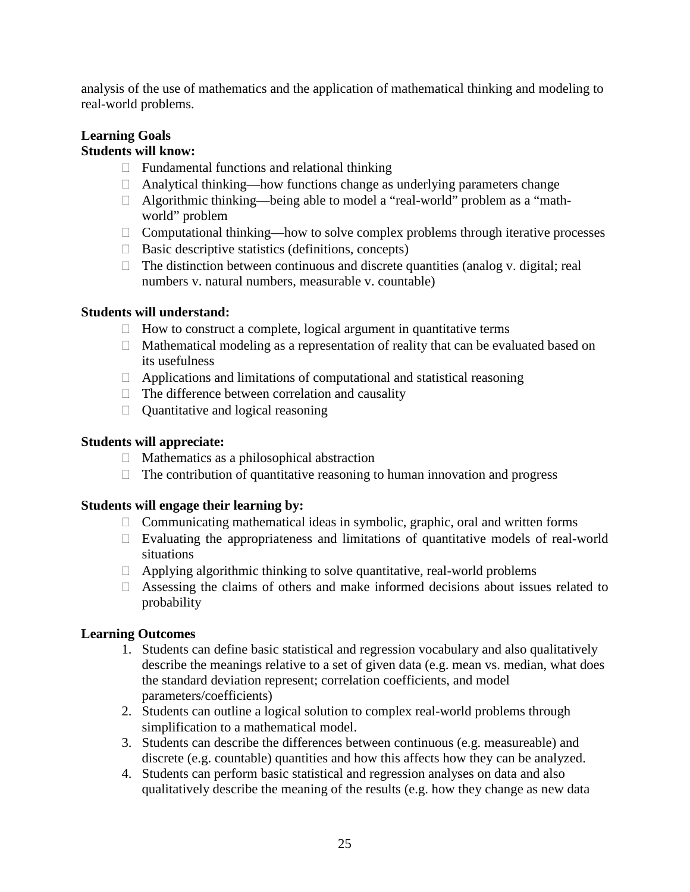analysis of the use of mathematics and the application of mathematical thinking and modeling to real-world problems.

**Learning Goals**

**Students will know:**

- Fundamental functions and relational thinking
- Analytical thinking—how functions change as underlying parameters change
- Algorithmic thinking—being able to model a “real-world” problem as a “math-world” problem
- Computational thinking—how to solve complex problems through iterative processes
- Basic descriptive statistics (definitions, concepts)
- The distinction between continuous and discrete quantities (analog v. digital; real numbers v. natural numbers, measurable v. countable)

**Students will understand:**

- How to construct a complete, logical argument in quantitative terms
- Mathematical modeling as a representation of reality that can be evaluated based on its usefulness
- Applications and limitations of computational and statistical reasoning
- The difference between correlation and causality
- Quantitative and logical reasoning

**Students will appreciate:**

- Mathematics as a philosophical abstraction
- The contribution of quantitative reasoning to human innovation and progress

**Students will engage their learning by:**

- Communicating mathematical ideas in symbolic, graphic, oral and written forms
- Evaluating the appropriateness and limitations of quantitative models of real-world situations
- Applying algorithmic thinking to solve quantitative, real-world problems
- Assessing the claims of others and make informed decisions about issues related to probability

**Learning Outcomes**

1. Students can define basic statistical and regression vocabulary and also qualitatively describe the meanings relative to a set of given data (e.g. mean vs. median, what does the standard deviation represent; correlation coefficients, and model parameters/coefficients)
2. Students can outline a logical solution to complex real-world problems through simplification to a mathematical model.
3. Students can describe the differences between continuous (e.g. measureable) and discrete (e.g. countable) quantities and how this affects how they can be analyzed.
4. Students can perform basic statistical and regression analyses on data and also qualitatively describe the meaning of the results (e.g. how they change as new data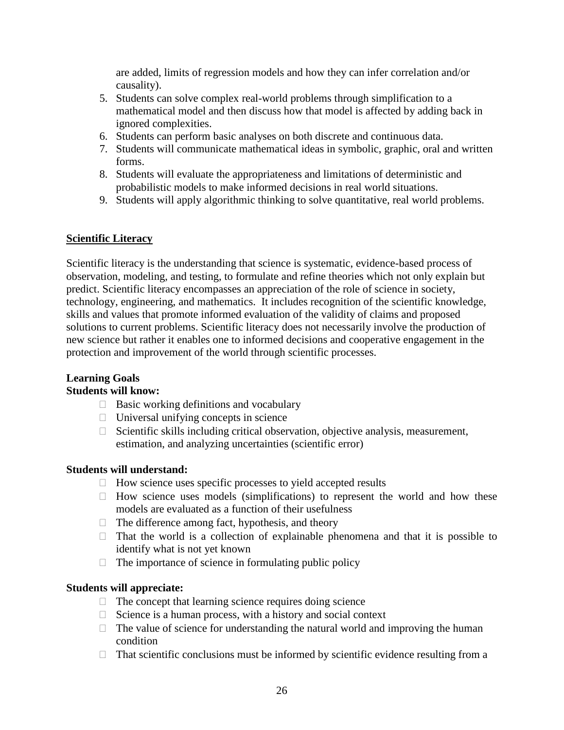are added, limits of regression models and how they can infer correlation and/or causality).

5. Students can solve complex real-world problems through simplification to a mathematical model and then discuss how that model is affected by adding back in ignored complexities.
6. Students can perform basic analyses on both discrete and continuous data.
7. Students will communicate mathematical ideas in symbolic, graphic, oral and written forms.
8. Students will evaluate the appropriateness and limitations of deterministic and probabilistic models to make informed decisions in real world situations.
9. Students will apply algorithmic thinking to solve quantitative, real world problems.

## Scientific Literacy

Scientific literacy is the understanding that science is systematic, evidence-based process of observation, modeling, and testing, to formulate and refine theories which not only explain but predict. Scientific literacy encompasses an appreciation of the role of science in society, technology, engineering, and mathematics. It includes recognition of the scientific knowledge, skills and values that promote informed evaluation of the validity of claims and proposed solutions to current problems. Scientific literacy does not necessarily involve the production of new science but rather it enables one to informed decisions and cooperative engagement in the protection and improvement of the world through scientific processes.

**Learning Goals**

**Students will know:**

- Basic working definitions and vocabulary
- Universal unifying concepts in science
- Scientific skills including critical observation, objective analysis, measurement, estimation, and analyzing uncertainties (scientific error)

**Students will understand:**

- How science uses specific processes to yield accepted results
- How science uses models (simplifications) to represent the world and how these models are evaluated as a function of their usefulness
- The difference among fact, hypothesis, and theory
- That the world is a collection of explainable phenomena and that it is possible to identify what is not yet known
- The importance of science in formulating public policy

**Students will appreciate:**

- The concept that learning science requires doing science
- Science is a human process, with a history and social context
- The value of science for understanding the natural world and improving the human condition
- That scientific conclusions must be informed by scientific evidence resulting from a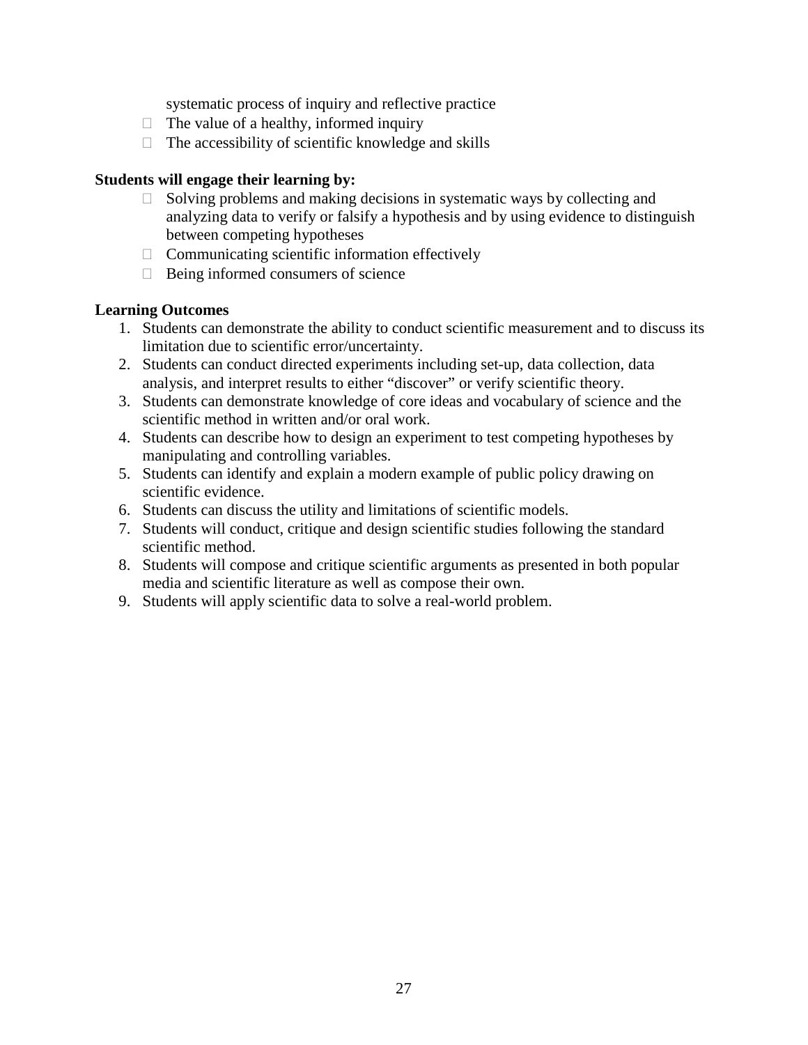systematic process of inquiry and reflective practice

- The value of a healthy, informed inquiry
- The accessibility of scientific knowledge and skills

**Students will engage their learning by:**

- Solving problems and making decisions in systematic ways by collecting and analyzing data to verify or falsify a hypothesis and by using evidence to distinguish between competing hypotheses
- Communicating scientific information effectively
- Being informed consumers of science

**Learning Outcomes**

1. Students can demonstrate the ability to conduct scientific measurement and to discuss its limitation due to scientific error/uncertainty.
2. Students can conduct directed experiments including set-up, data collection, data analysis, and interpret results to either "discover" or verify scientific theory.
3. Students can demonstrate knowledge of core ideas and vocabulary of science and the scientific method in written and/or oral work.
4. Students can describe how to design an experiment to test competing hypotheses by manipulating and controlling variables.
5. Students can identify and explain a modern example of public policy drawing on scientific evidence.
6. Students can discuss the utility and limitations of scientific models.
7. Students will conduct, critique and design scientific studies following the standard scientific method.
8. Students will compose and critique scientific arguments as presented in both popular media and scientific literature as well as compose their own.
9. Students will apply scientific data to solve a real-world problem.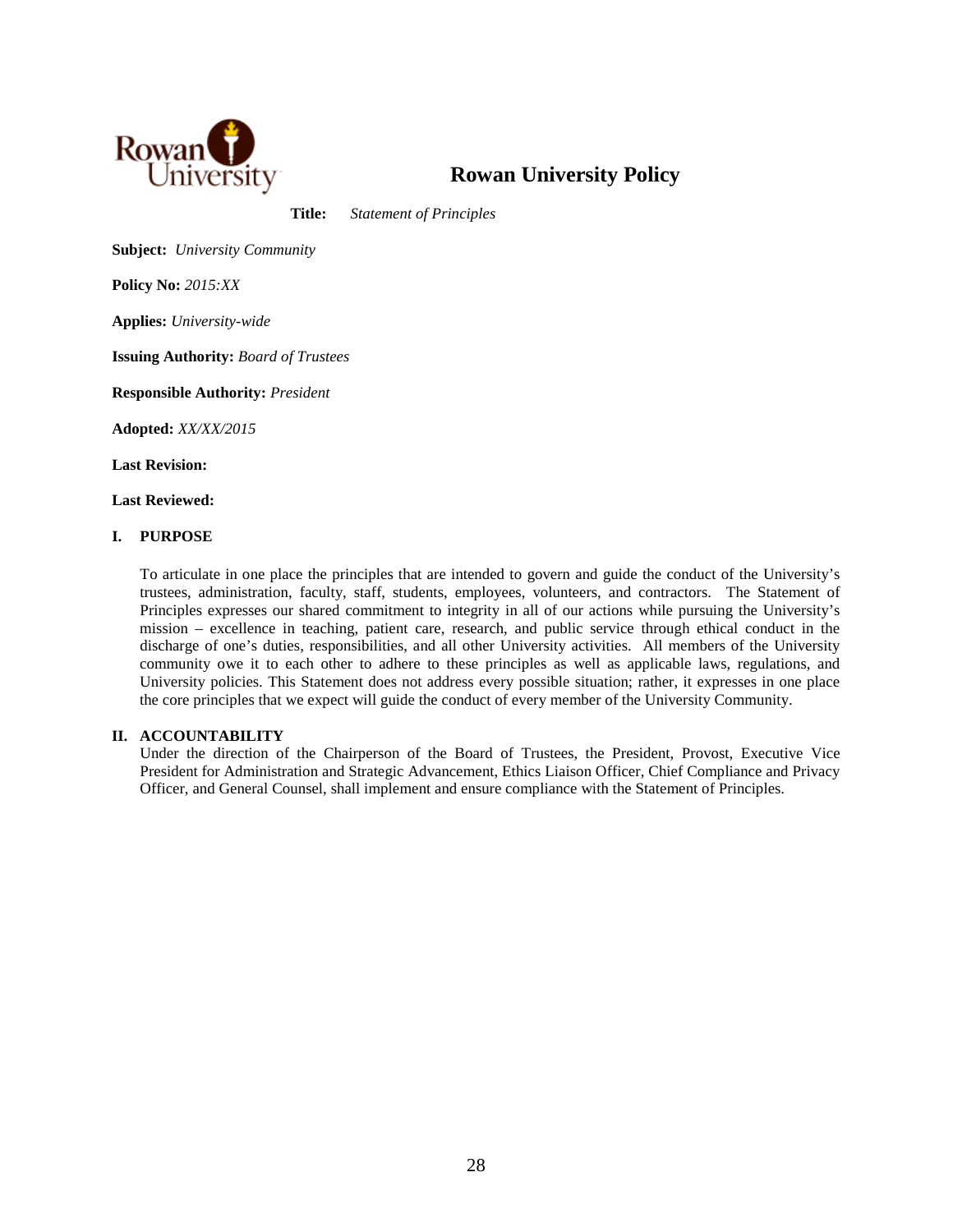# Rowan University Policy

**Title:** *Statement of Principles*

**Subject:** *University Community*

**Policy No:** *2015:XX*

**Applies:** *University-wide*

**Issuing Authority:** *Board of Trustees*

**Responsible Authority:** *President*

**Adopted:** *XX/XX/2015*

**Last Revision:**

**Last Reviewed:**

## I. PURPOSE

To articulate in one place the principles that are intended to govern and guide the conduct of the University's trustees, administration, faculty, staff, students, employees, volunteers, and contractors. The Statement of Principles expresses our shared commitment to integrity in all of our actions while pursuing the University's mission – excellence in teaching, patient care, research, and public service through ethical conduct in the discharge of one's duties, responsibilities, and all other University activities. All members of the University community owe it to each other to adhere to these principles as well as applicable laws, regulations, and University policies. This Statement does not address every possible situation; rather, it expresses in one place the core principles that we expect will guide the conduct of every member of the University Community.

## II. ACCOUNTABILITY

Under the direction of the Chairperson of the Board of Trustees, the President, Provost, Executive Vice President for Administration and Strategic Advancement, Ethics Liaison Officer, Chief Compliance and Privacy Officer, and General Counsel, shall implement and ensure compliance with the Statement of Principles.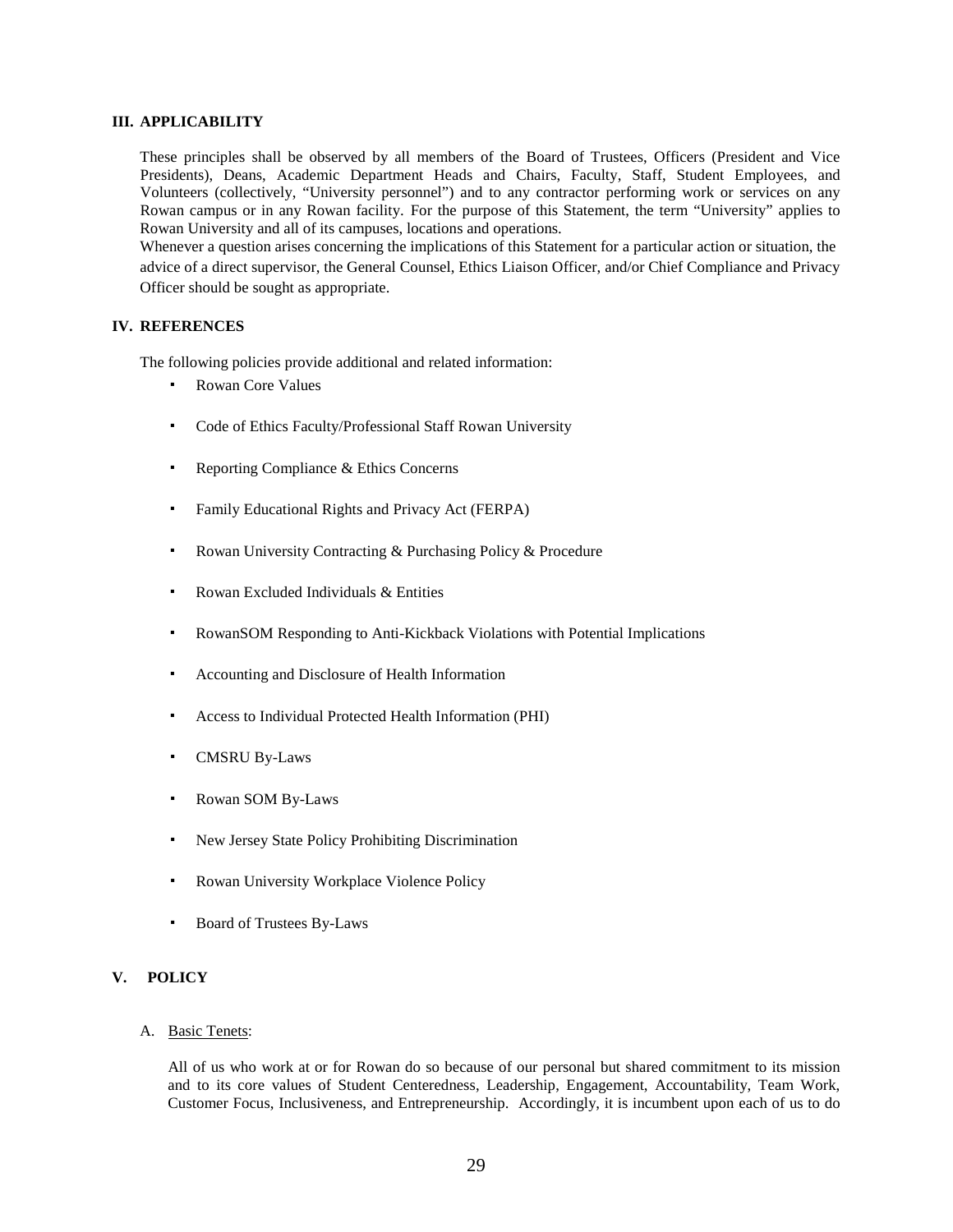### III. APPLICABILITY

These principles shall be observed by all members of the Board of Trustees, Officers (President and Vice Presidents), Deans, Academic Department Heads and Chairs, Faculty, Staff, Student Employees, and Volunteers (collectively, "University personnel") and to any contractor performing work or services on any Rowan campus or in any Rowan facility. For the purpose of this Statement, the term "University" applies to Rowan University and all of its campuses, locations and operations.

Whenever a question arises concerning the implications of this Statement for a particular action or situation, the advice of a direct supervisor, the General Counsel, Ethics Liaison Officer, and/or Chief Compliance and Privacy Officer should be sought as appropriate.

### IV. REFERENCES

The following policies provide additional and related information:

- Rowan Core Values
- Code of Ethics Faculty/Professional Staff Rowan University
- Reporting Compliance & Ethics Concerns
- Family Educational Rights and Privacy Act (FERPA)
- Rowan University Contracting & Purchasing Policy & Procedure
- Rowan Excluded Individuals & Entities
- RowanSOM Responding to Anti-Kickback Violations with Potential Implications
- Accounting and Disclosure of Health Information
- Access to Individual Protected Health Information (PHI)
- CMSRU By-Laws
- Rowan SOM By-Laws
- New Jersey State Policy Prohibiting Discrimination
- Rowan University Workplace Violence Policy
- Board of Trustees By-Laws

### V. POLICY

A. Basic Tenets:

All of us who work at or for Rowan do so because of our personal but shared commitment to its mission and to its core values of Student Centeredness, Leadership, Engagement, Accountability, Team Work, Customer Focus, Inclusiveness, and Entrepreneurship. Accordingly, it is incumbent upon each of us to do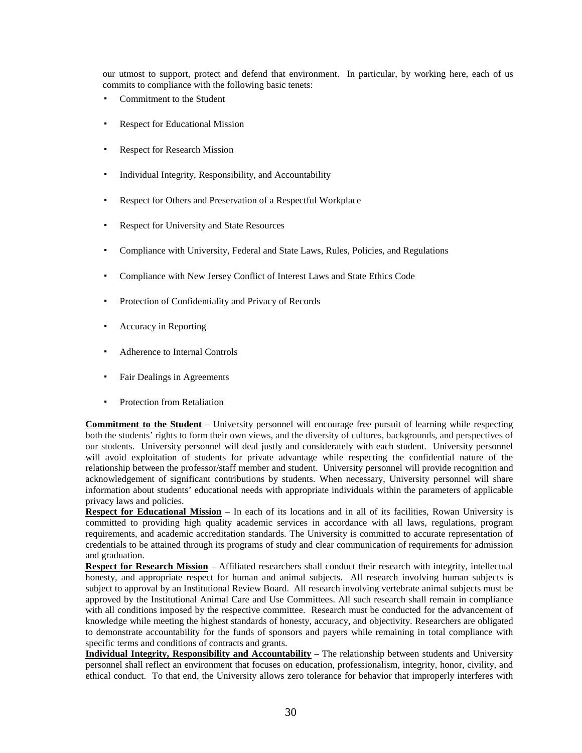our utmost to support, protect and defend that environment. In particular, by working here, each of us commits to compliance with the following basic tenets:

- Commitment to the Student
- Respect for Educational Mission
- Respect for Research Mission
- Individual Integrity, Responsibility, and Accountability
- Respect for Others and Preservation of a Respectful Workplace
- Respect for University and State Resources
- Compliance with University, Federal and State Laws, Rules, Policies, and Regulations
- Compliance with New Jersey Conflict of Interest Laws and State Ethics Code
- Protection of Confidentiality and Privacy of Records
- Accuracy in Reporting
- Adherence to Internal Controls
- Fair Dealings in Agreements
- Protection from Retaliation

**Commitment to the Student** – University personnel will encourage free pursuit of learning while respecting both the students' rights to form their own views, and the diversity of cultures, backgrounds, and perspectives of our students. University personnel will deal justly and considerately with each student. University personnel will avoid exploitation of students for private advantage while respecting the confidential nature of the relationship between the professor/staff member and student. University personnel will provide recognition and acknowledgement of significant contributions by students. When necessary, University personnel will share information about students' educational needs with appropriate individuals within the parameters of applicable privacy laws and policies.

**Respect for Educational Mission** – In each of its locations and in all of its facilities, Rowan University is committed to providing high quality academic services in accordance with all laws, regulations, program requirements, and academic accreditation standards. The University is committed to accurate representation of credentials to be attained through its programs of study and clear communication of requirements for admission and graduation.

**Respect for Research Mission** – Affiliated researchers shall conduct their research with integrity, intellectual honesty, and appropriate respect for human and animal subjects. All research involving human subjects is subject to approval by an Institutional Review Board. All research involving vertebrate animal subjects must be approved by the Institutional Animal Care and Use Committees. All such research shall remain in compliance with all conditions imposed by the respective committee. Research must be conducted for the advancement of knowledge while meeting the highest standards of honesty, accuracy, and objectivity. Researchers are obligated to demonstrate accountability for the funds of sponsors and payers while remaining in total compliance with specific terms and conditions of contracts and grants.

**Individual Integrity, Responsibility and Accountability** – The relationship between students and University personnel shall reflect an environment that focuses on education, professionalism, integrity, honor, civility, and ethical conduct. To that end, the University allows zero tolerance for behavior that improperly interferes with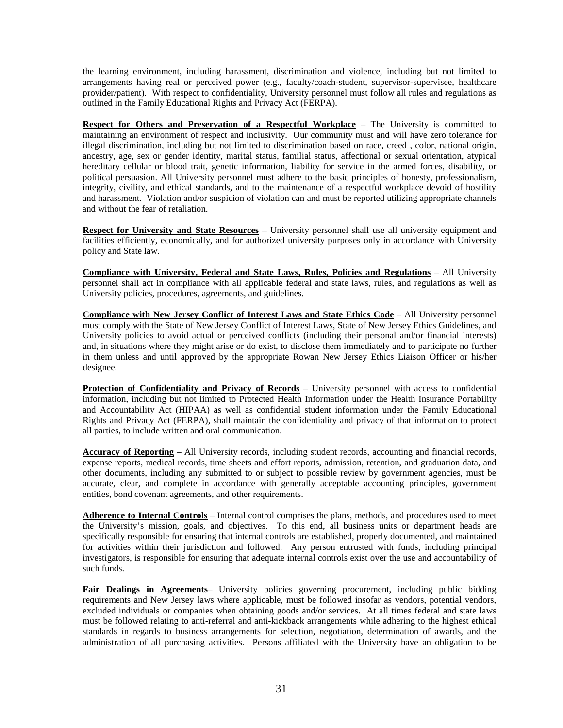the learning environment, including harassment, discrimination and violence, including but not limited to arrangements having real or perceived power (e.g., faculty/coach-student, supervisor-supervisee, healthcare provider/patient). With respect to confidentiality, University personnel must follow all rules and regulations as outlined in the Family Educational Rights and Privacy Act (FERPA).

**Respect for Others and Preservation of a Respectful Workplace** – The University is committed to maintaining an environment of respect and inclusivity. Our community must and will have zero tolerance for illegal discrimination, including but not limited to discrimination based on race, creed , color, national origin, ancestry, age, sex or gender identity, marital status, familial status, affectional or sexual orientation, atypical hereditary cellular or blood trait, genetic information, liability for service in the armed forces, disability, or political persuasion. All University personnel must adhere to the basic principles of honesty, professionalism, integrity, civility, and ethical standards, and to the maintenance of a respectful workplace devoid of hostility and harassment. Violation and/or suspicion of violation can and must be reported utilizing appropriate channels and without the fear of retaliation.

**Respect for University and State Resources** – University personnel shall use all university equipment and facilities efficiently, economically, and for authorized university purposes only in accordance with University policy and State law.

**Compliance with University, Federal and State Laws, Rules, Policies and Regulations** – All University personnel shall act in compliance with all applicable federal and state laws, rules, and regulations as well as University policies, procedures, agreements, and guidelines.

**Compliance with New Jersey Conflict of Interest Laws and State Ethics Code** – All University personnel must comply with the State of New Jersey Conflict of Interest Laws, State of New Jersey Ethics Guidelines, and University policies to avoid actual or perceived conflicts (including their personal and/or financial interests) and, in situations where they might arise or do exist, to disclose them immediately and to participate no further in them unless and until approved by the appropriate Rowan New Jersey Ethics Liaison Officer or his/her designee.

**Protection of Confidentiality and Privacy of Records** – University personnel with access to confidential information, including but not limited to Protected Health Information under the Health Insurance Portability and Accountability Act (HIPAA) as well as confidential student information under the Family Educational Rights and Privacy Act (FERPA), shall maintain the confidentiality and privacy of that information to protect all parties, to include written and oral communication.

**Accuracy of Reporting** – All University records, including student records, accounting and financial records, expense reports, medical records, time sheets and effort reports, admission, retention, and graduation data, and other documents, including any submitted to or subject to possible review by government agencies, must be accurate, clear, and complete in accordance with generally acceptable accounting principles, government entities, bond covenant agreements, and other requirements.

**Adherence to Internal Controls** – Internal control comprises the plans, methods, and procedures used to meet the University's mission, goals, and objectives. To this end, all business units or department heads are specifically responsible for ensuring that internal controls are established, properly documented, and maintained for activities within their jurisdiction and followed. Any person entrusted with funds, including principal investigators, is responsible for ensuring that adequate internal controls exist over the use and accountability of such funds.

**Fair Dealings in Agreements**– University policies governing procurement, including public bidding requirements and New Jersey laws where applicable, must be followed insofar as vendors, potential vendors, excluded individuals or companies when obtaining goods and/or services. At all times federal and state laws must be followed relating to anti-referral and anti-kickback arrangements while adhering to the highest ethical standards in regards to business arrangements for selection, negotiation, determination of awards, and the administration of all purchasing activities. Persons affiliated with the University have an obligation to be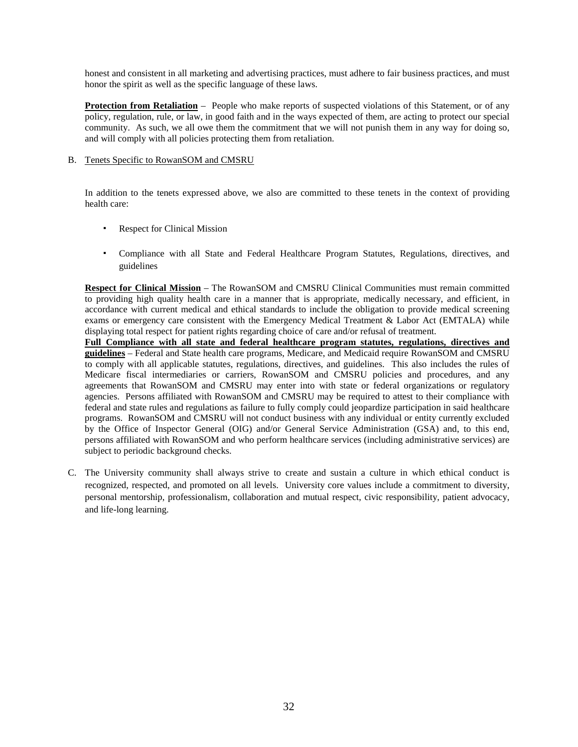honest and consistent in all marketing and advertising practices, must adhere to fair business practices, and must honor the spirit as well as the specific language of these laws.

**Protection from Retaliation** – People who make reports of suspected violations of this Statement, or of any policy, regulation, rule, or law, in good faith and in the ways expected of them, are acting to protect our special community. As such, we all owe them the commitment that we will not punish them in any way for doing so, and will comply with all policies protecting them from retaliation.

B. Tenets Specific to RowanSOM and CMSRU

In addition to the tenets expressed above, we also are committed to these tenets in the context of providing health care:

- Respect for Clinical Mission
- Compliance with all State and Federal Healthcare Program Statutes, Regulations, directives, and guidelines

**Respect for Clinical Mission** – The RowanSOM and CMSRU Clinical Communities must remain committed to providing high quality health care in a manner that is appropriate, medically necessary, and efficient, in accordance with current medical and ethical standards to include the obligation to provide medical screening exams or emergency care consistent with the Emergency Medical Treatment & Labor Act (EMTALA) while displaying total respect for patient rights regarding choice of care and/or refusal of treatment.

**Full Compliance with all state and federal healthcare program statutes, regulations, directives and guidelines** – Federal and State health care programs, Medicare, and Medicaid require RowanSOM and CMSRU to comply with all applicable statutes, regulations, directives, and guidelines. This also includes the rules of Medicare fiscal intermediaries or carriers, RowanSOM and CMSRU policies and procedures, and any agreements that RowanSOM and CMSRU may enter into with state or federal organizations or regulatory agencies. Persons affiliated with RowanSOM and CMSRU may be required to attest to their compliance with federal and state rules and regulations as failure to fully comply could jeopardize participation in said healthcare programs. RowanSOM and CMSRU will not conduct business with any individual or entity currently excluded by the Office of Inspector General (OIG) and/or General Service Administration (GSA) and, to this end, persons affiliated with RowanSOM and who perform healthcare services (including administrative services) are subject to periodic background checks.

C. The University community shall always strive to create and sustain a culture in which ethical conduct is recognized, respected, and promoted on all levels. University core values include a commitment to diversity, personal mentorship, professionalism, collaboration and mutual respect, civic responsibility, patient advocacy, and life-long learning.